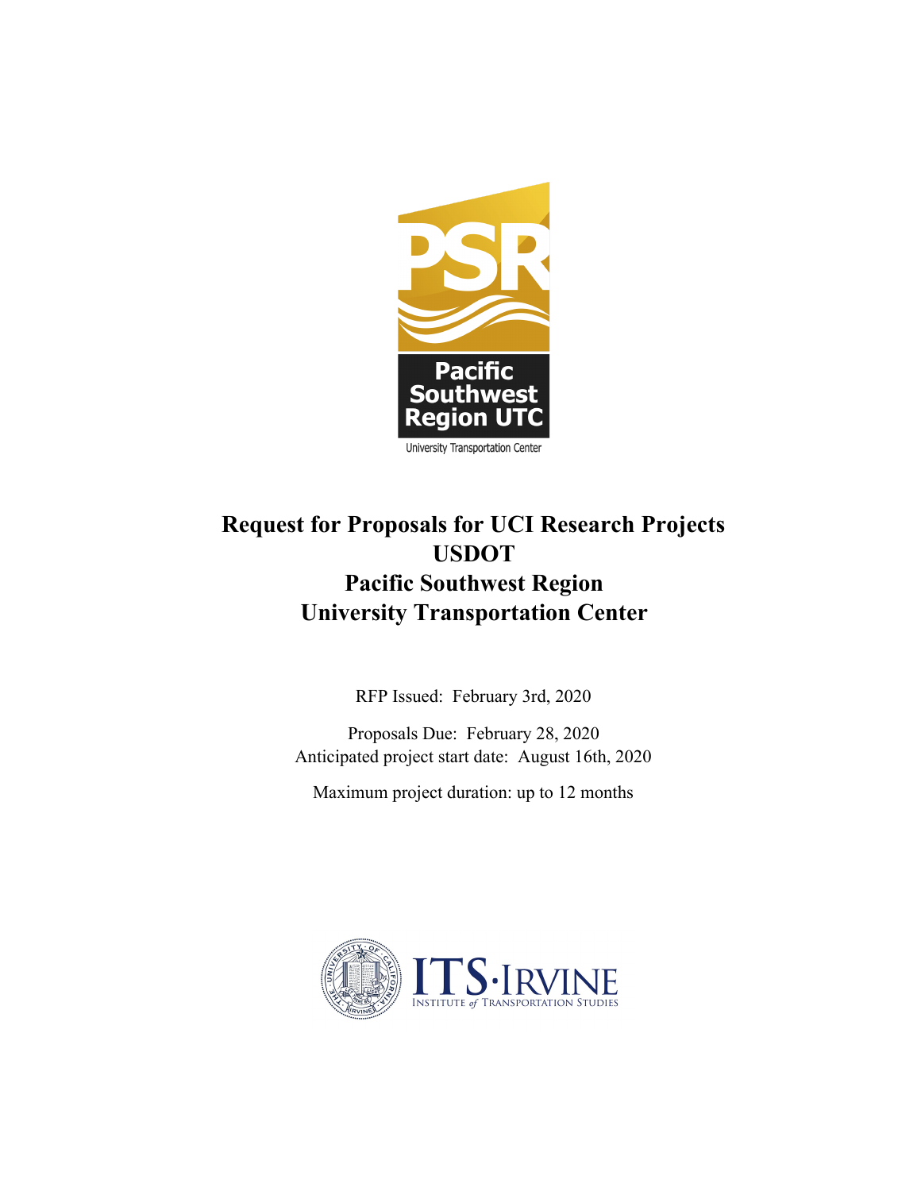# Request for Proposals for UCI Research Projects
# USDOT
# Pacific Southwest Region
# University Transportation Center

RFP Issued: February 3rd, 2020

Proposals Due: February 28, 2020

Anticipated project start date: August 16th, 2020

Maximum project duration: up to 12 months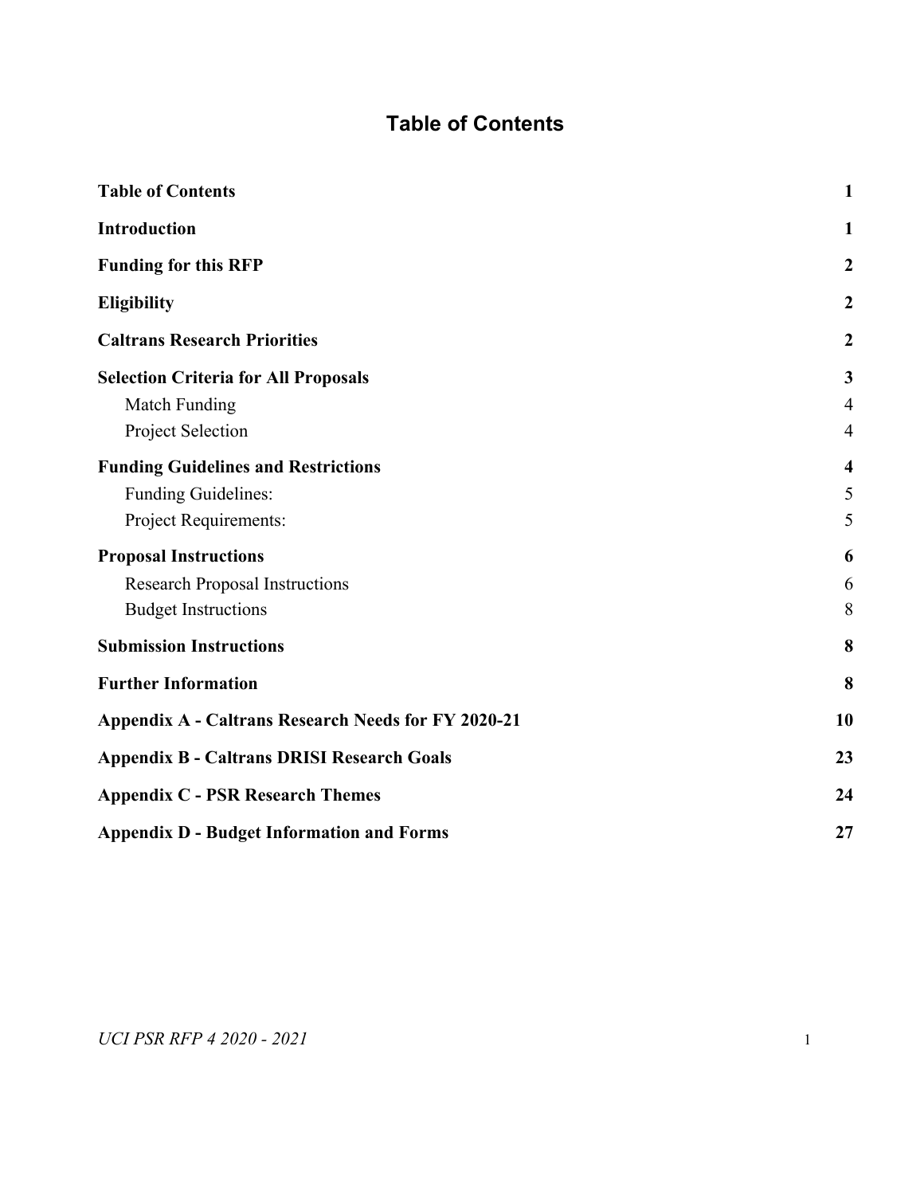# Table of Contents

| | |
|---|---|
| **Table of Contents** | **1** |
| **Introduction** | **1** |
| **Funding for this RFP** | **2** |
| **Eligibility** | **2** |
| **Caltrans Research Priorities** | **2** |
| **Selection Criteria for All Proposals** | **3** |
| Match Funding | 4 |
| Project Selection | 4 |
| **Funding Guidelines and Restrictions** | **4** |
| Funding Guidelines: | 5 |
| Project Requirements: | 5 |
| **Proposal Instructions** | **6** |
| Research Proposal Instructions | 6 |
| Budget Instructions | 8 |
| **Submission Instructions** | **8** |
| **Further Information** | **8** |
| **Appendix A - Caltrans Research Needs for FY 2020-21** | **10** |
| **Appendix B - Caltrans DRISI Research Goals** | **23** |
| **Appendix C - PSR Research Themes** | **24** |
| **Appendix D - Budget Information and Forms** | **27** |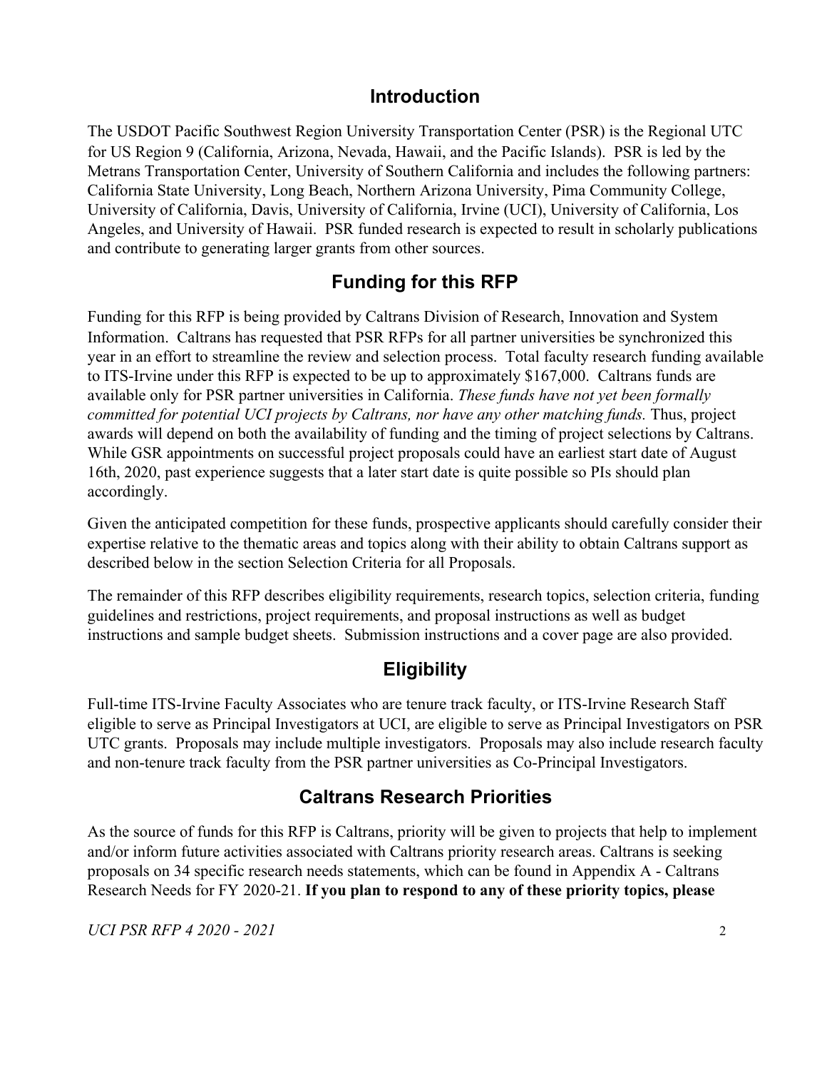## Introduction

The USDOT Pacific Southwest Region University Transportation Center (PSR) is the Regional UTC for US Region 9 (California, Arizona, Nevada, Hawaii, and the Pacific Islands). PSR is led by the Metrans Transportation Center, University of Southern California and includes the following partners: California State University, Long Beach, Northern Arizona University, Pima Community College, University of California, Davis, University of California, Irvine (UCI), University of California, Los Angeles, and University of Hawaii. PSR funded research is expected to result in scholarly publications and contribute to generating larger grants from other sources.

## Funding for this RFP

Funding for this RFP is being provided by Caltrans Division of Research, Innovation and System Information. Caltrans has requested that PSR RFPs for all partner universities be synchronized this year in an effort to streamline the review and selection process. Total faculty research funding available to ITS-Irvine under this RFP is expected to be up to approximately $167,000. Caltrans funds are available only for PSR partner universities in California. *These funds have not yet been formally committed for potential UCI projects by Caltrans, nor have any other matching funds.* Thus, project awards will depend on both the availability of funding and the timing of project selections by Caltrans. While GSR appointments on successful project proposals could have an earliest start date of August 16th, 2020, past experience suggests that a later start date is quite possible so PIs should plan accordingly.

Given the anticipated competition for these funds, prospective applicants should carefully consider their expertise relative to the thematic areas and topics along with their ability to obtain Caltrans support as described below in the section Selection Criteria for all Proposals.

The remainder of this RFP describes eligibility requirements, research topics, selection criteria, funding guidelines and restrictions, project requirements, and proposal instructions as well as budget instructions and sample budget sheets. Submission instructions and a cover page are also provided.

## Eligibility

Full-time ITS-Irvine Faculty Associates who are tenure track faculty, or ITS-Irvine Research Staff eligible to serve as Principal Investigators at UCI, are eligible to serve as Principal Investigators on PSR UTC grants. Proposals may include multiple investigators. Proposals may also include research faculty and non-tenure track faculty from the PSR partner universities as Co-Principal Investigators.

## Caltrans Research Priorities

As the source of funds for this RFP is Caltrans, priority will be given to projects that help to implement and/or inform future activities associated with Caltrans priority research areas. Caltrans is seeking proposals on 34 specific research needs statements, which can be found in Appendix A - Caltrans Research Needs for FY 2020-21. **If you plan to respond to any of these priority topics, please**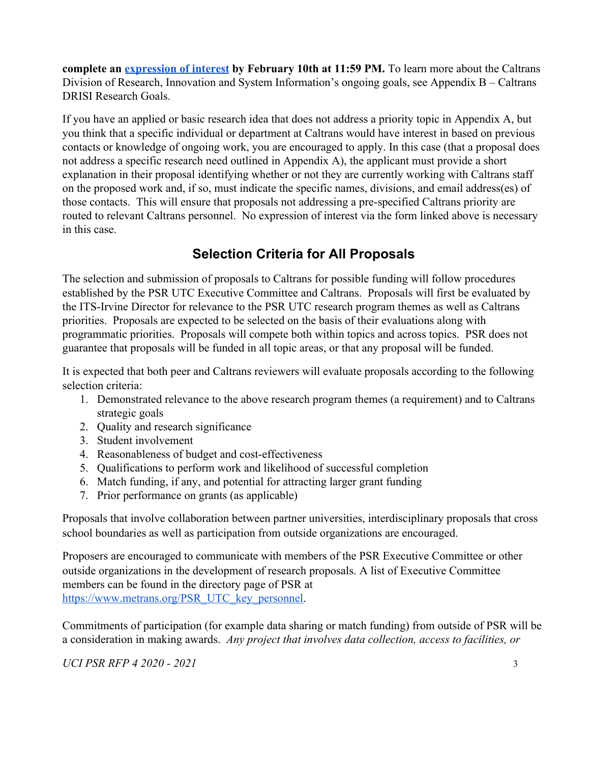**complete an [expression of interest](#) by February 10th at 11:59 PM.** To learn more about the Caltrans Division of Research, Innovation and System Information's ongoing goals, see Appendix B – Caltrans DRISI Research Goals.

If you have an applied or basic research idea that does not address a priority topic in Appendix A, but you think that a specific individual or department at Caltrans would have interest in based on previous contacts or knowledge of ongoing work, you are encouraged to apply. In this case (that a proposal does not address a specific research need outlined in Appendix A), the applicant must provide a short explanation in their proposal identifying whether or not they are currently working with Caltrans staff on the proposed work and, if so, must indicate the specific names, divisions, and email address(es) of those contacts. This will ensure that proposals not addressing a pre-specified Caltrans priority are routed to relevant Caltrans personnel. No expression of interest via the form linked above is necessary in this case.

## Selection Criteria for All Proposals

The selection and submission of proposals to Caltrans for possible funding will follow procedures established by the PSR UTC Executive Committee and Caltrans. Proposals will first be evaluated by the ITS-Irvine Director for relevance to the PSR UTC research program themes as well as Caltrans priorities. Proposals are expected to be selected on the basis of their evaluations along with programmatic priorities. Proposals will compete both within topics and across topics. PSR does not guarantee that proposals will be funded in all topic areas, or that any proposal will be funded.

It is expected that both peer and Caltrans reviewers will evaluate proposals according to the following selection criteria:

1. Demonstrated relevance to the above research program themes (a requirement) and to Caltrans strategic goals
2. Quality and research significance
3. Student involvement
4. Reasonableness of budget and cost-effectiveness
5. Qualifications to perform work and likelihood of successful completion
6. Match funding, if any, and potential for attracting larger grant funding
7. Prior performance on grants (as applicable)

Proposals that involve collaboration between partner universities, interdisciplinary proposals that cross school boundaries as well as participation from outside organizations are encouraged.

Proposers are encouraged to communicate with members of the PSR Executive Committee or other outside organizations in the development of research proposals. A list of Executive Committee members can be found in the directory page of PSR at [https://www.metrans.org/PSR_UTC_key_personnel](https://www.metrans.org/PSR_UTC_key_personnel).

Commitments of participation (for example data sharing or match funding) from outside of PSR will be a consideration in making awards. *Any project that involves data collection, access to facilities, or*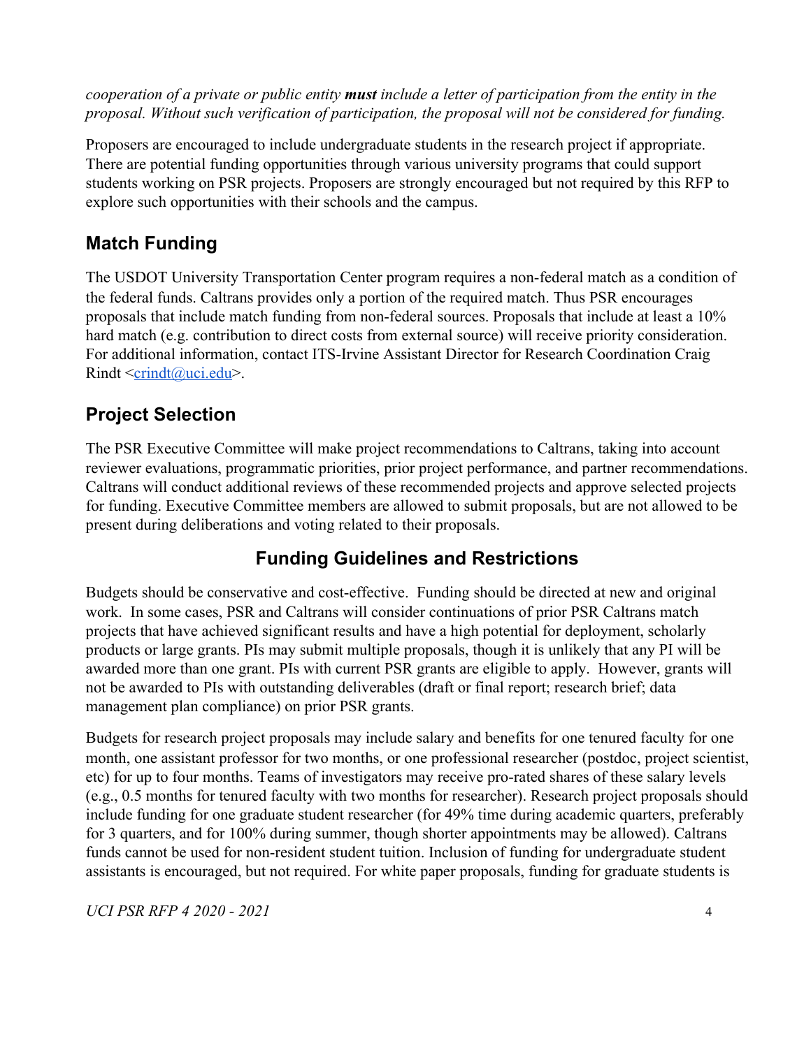*cooperation of a private or public entity **must** include a letter of participation from the entity in the proposal. Without such verification of participation, the proposal will not be considered for funding.*

Proposers are encouraged to include undergraduate students in the research project if appropriate. There are potential funding opportunities through various university programs that could support students working on PSR projects. Proposers are strongly encouraged but not required by this RFP to explore such opportunities with their schools and the campus.

## Match Funding

The USDOT University Transportation Center program requires a non-federal match as a condition of the federal funds. Caltrans provides only a portion of the required match. Thus PSR encourages proposals that include match funding from non-federal sources. Proposals that include at least a 10% hard match (e.g. contribution to direct costs from external source) will receive priority consideration. For additional information, contact ITS-Irvine Assistant Director for Research Coordination Craig Rindt <crindt@uci.edu>.

## Project Selection

The PSR Executive Committee will make project recommendations to Caltrans, taking into account reviewer evaluations, programmatic priorities, prior project performance, and partner recommendations. Caltrans will conduct additional reviews of these recommended projects and approve selected projects for funding. Executive Committee members are allowed to submit proposals, but are not allowed to be present during deliberations and voting related to their proposals.

## Funding Guidelines and Restrictions

Budgets should be conservative and cost-effective. Funding should be directed at new and original work. In some cases, PSR and Caltrans will consider continuations of prior PSR Caltrans match projects that have achieved significant results and have a high potential for deployment, scholarly products or large grants. PIs may submit multiple proposals, though it is unlikely that any PI will be awarded more than one grant. PIs with current PSR grants are eligible to apply. However, grants will not be awarded to PIs with outstanding deliverables (draft or final report; research brief; data management plan compliance) on prior PSR grants.

Budgets for research project proposals may include salary and benefits for one tenured faculty for one month, one assistant professor for two months, or one professional researcher (postdoc, project scientist, etc) for up to four months. Teams of investigators may receive pro-rated shares of these salary levels (e.g., 0.5 months for tenured faculty with two months for researcher). Research project proposals should include funding for one graduate student researcher (for 49% time during academic quarters, preferably for 3 quarters, and for 100% during summer, though shorter appointments may be allowed). Caltrans funds cannot be used for non-resident student tuition. Inclusion of funding for undergraduate student assistants is encouraged, but not required. For white paper proposals, funding for graduate students is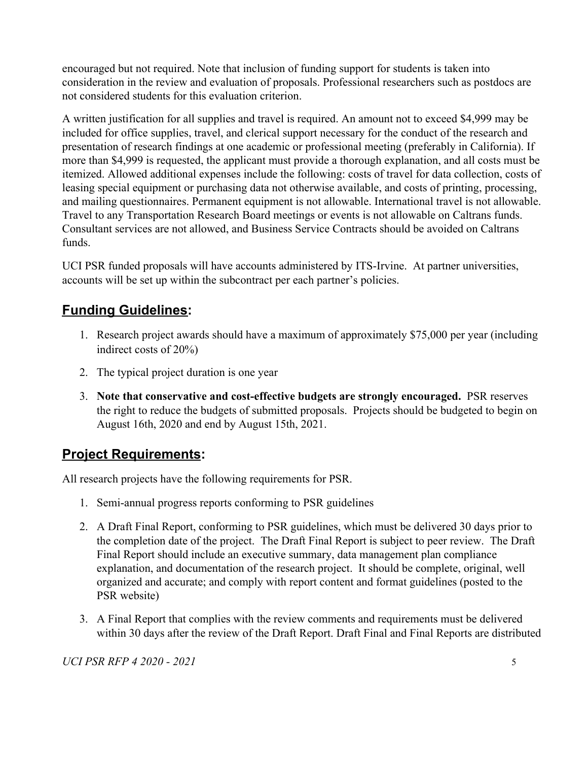encouraged but not required. Note that inclusion of funding support for students is taken into consideration in the review and evaluation of proposals. Professional researchers such as postdocs are not considered students for this evaluation criterion.

A written justification for all supplies and travel is required. An amount not to exceed $4,999 may be included for office supplies, travel, and clerical support necessary for the conduct of the research and presentation of research findings at one academic or professional meeting (preferably in California). If more than $4,999 is requested, the applicant must provide a thorough explanation, and all costs must be itemized. Allowed additional expenses include the following: costs of travel for data collection, costs of leasing special equipment or purchasing data not otherwise available, and costs of printing, processing, and mailing questionnaires. Permanent equipment is not allowable. International travel is not allowable. Travel to any Transportation Research Board meetings or events is not allowable on Caltrans funds. Consultant services are not allowed, and Business Service Contracts should be avoided on Caltrans funds.

UCI PSR funded proposals will have accounts administered by ITS-Irvine. At partner universities, accounts will be set up within the subcontract per each partner's policies.

## Funding Guidelines:

1. Research project awards should have a maximum of approximately $75,000 per year (including indirect costs of 20%)
2. The typical project duration is one year
3. **Note that conservative and cost-effective budgets are strongly encouraged.** PSR reserves the right to reduce the budgets of submitted proposals. Projects should be budgeted to begin on August 16th, 2020 and end by August 15th, 2021.

## Project Requirements:

All research projects have the following requirements for PSR.

1. Semi-annual progress reports conforming to PSR guidelines
2. A Draft Final Report, conforming to PSR guidelines, which must be delivered 30 days prior to the completion date of the project. The Draft Final Report is subject to peer review. The Draft Final Report should include an executive summary, data management plan compliance explanation, and documentation of the research project. It should be complete, original, well organized and accurate; and comply with report content and format guidelines (posted to the PSR website)
3. A Final Report that complies with the review comments and requirements must be delivered within 30 days after the review of the Draft Report. Draft Final and Final Reports are distributed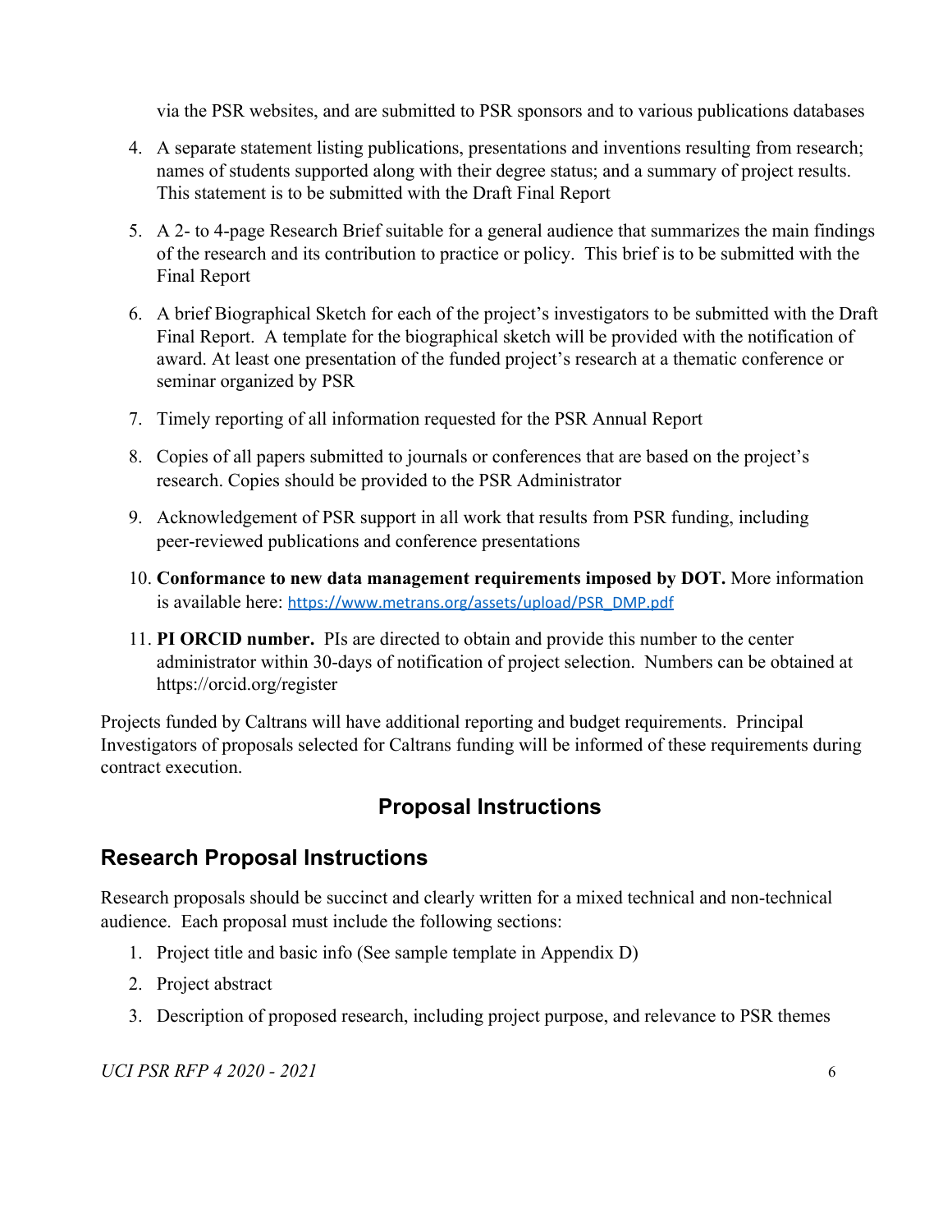via the PSR websites, and are submitted to PSR sponsors and to various publications databases

4. A separate statement listing publications, presentations and inventions resulting from research; names of students supported along with their degree status; and a summary of project results. This statement is to be submitted with the Draft Final Report
5. A 2- to 4-page Research Brief suitable for a general audience that summarizes the main findings of the research and its contribution to practice or policy. This brief is to be submitted with the Final Report
6. A brief Biographical Sketch for each of the project's investigators to be submitted with the Draft Final Report. A template for the biographical sketch will be provided with the notification of award. At least one presentation of the funded project's research at a thematic conference or seminar organized by PSR
7. Timely reporting of all information requested for the PSR Annual Report
8. Copies of all papers submitted to journals or conferences that are based on the project's research. Copies should be provided to the PSR Administrator
9. Acknowledgement of PSR support in all work that results from PSR funding, including peer-reviewed publications and conference presentations
10. **Conformance to new data management requirements imposed by DOT.** More information is available here: https://www.metrans.org/assets/upload/PSR_DMP.pdf
11. **PI ORCID number.** PIs are directed to obtain and provide this number to the center administrator within 30-days of notification of project selection. Numbers can be obtained at https://orcid.org/register

Projects funded by Caltrans will have additional reporting and budget requirements. Principal Investigators of proposals selected for Caltrans funding will be informed of these requirements during contract execution.

# Proposal Instructions

## Research Proposal Instructions

Research proposals should be succinct and clearly written for a mixed technical and non-technical audience. Each proposal must include the following sections:

1. Project title and basic info (See sample template in Appendix D)
2. Project abstract
3. Description of proposed research, including project purpose, and relevance to PSR themes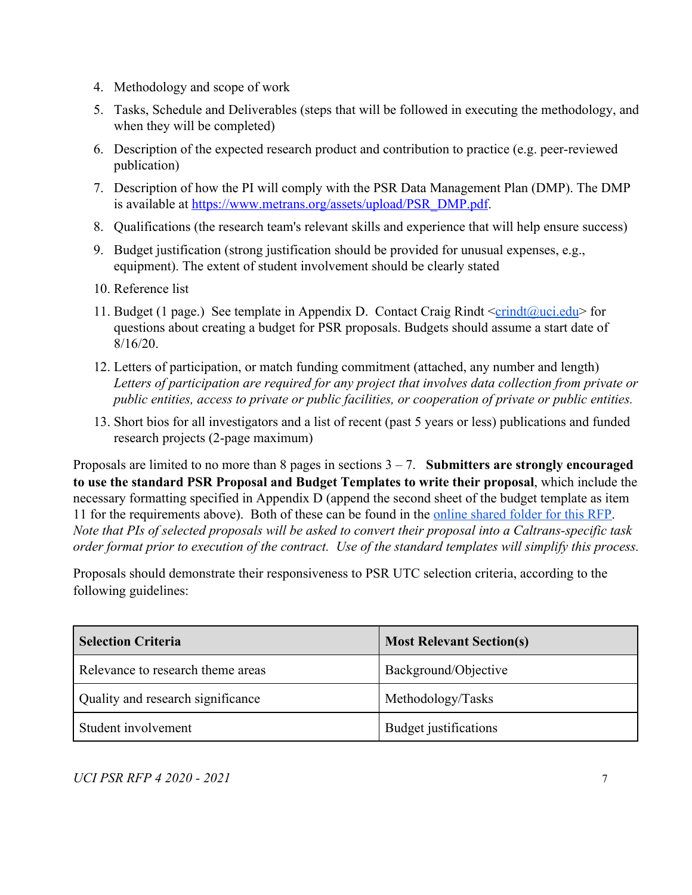4. Methodology and scope of work
5. Tasks, Schedule and Deliverables (steps that will be followed in executing the methodology, and when they will be completed)
6. Description of the expected research product and contribution to practice (e.g. peer-reviewed publication)
7. Description of how the PI will comply with the PSR Data Management Plan (DMP). The DMP is available at [https://www.metrans.org/assets/upload/PSR_DMP.pdf](https://www.metrans.org/assets/upload/PSR_DMP.pdf).
8. Qualifications (the research team's relevant skills and experience that will help ensure success)
9. Budget justification (strong justification should be provided for unusual expenses, e.g., equipment). The extent of student involvement should be clearly stated
10. Reference list
11. Budget (1 page.) See template in Appendix D. Contact Craig Rindt <crindt@uci.edu> for questions about creating a budget for PSR proposals. Budgets should assume a start date of 8/16/20.
12. Letters of participation, or match funding commitment (attached, any number and length) *Letters of participation are required for any project that involves data collection from private or public entities, access to private or public facilities, or cooperation of private or public entities.*
13. Short bios for all investigators and a list of recent (past 5 years or less) publications and funded research projects (2-page maximum)

Proposals are limited to no more than 8 pages in sections 3 – 7. **Submitters are strongly encouraged to use the standard PSR Proposal and Budget Templates to write their proposal**, which include the necessary formatting specified in Appendix D (append the second sheet of the budget template as item 11 for the requirements above). Both of these can be found in the online shared folder for this RFP. *Note that PIs of selected proposals will be asked to convert their proposal into a Caltrans-specific task order format prior to execution of the contract. Use of the standard templates will simplify this process.*

Proposals should demonstrate their responsiveness to PSR UTC selection criteria, according to the following guidelines:

| Selection Criteria | Most Relevant Section(s) |
| --- | --- |
| Relevance to research theme areas | Background/Objective |
| Quality and research significance | Methodology/Tasks |
| Student involvement | Budget justifications |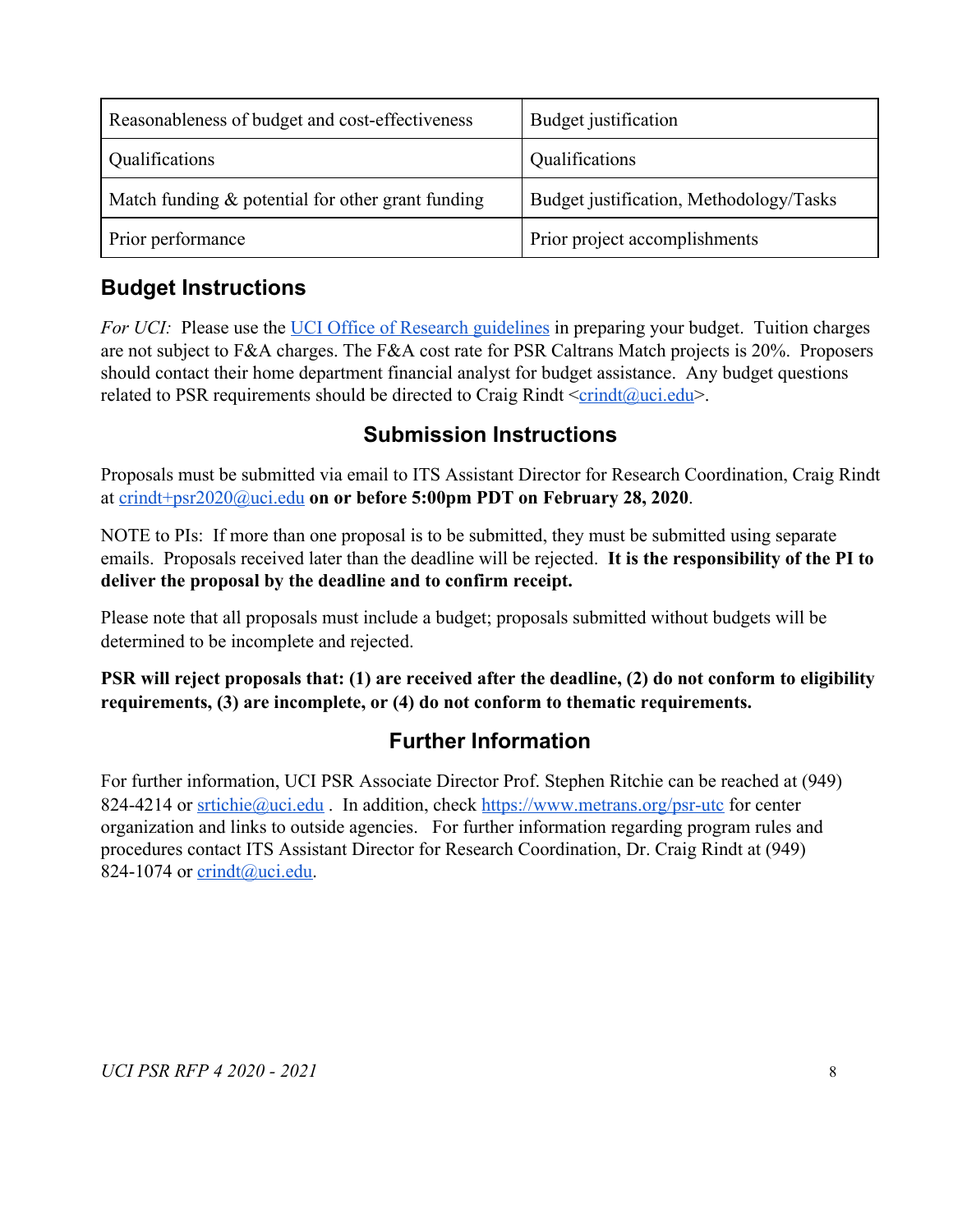| Reasonableness of budget and cost-effectiveness | Budget justification |
| --- | --- |
| Qualifications | Qualifications |
| Match funding & potential for other grant funding | Budget justification, Methodology/Tasks |
| Prior performance | Prior project accomplishments |

## Budget Instructions

*For UCI:* Please use the UCI Office of Research guidelines in preparing your budget. Tuition charges are not subject to F&A charges. The F&A cost rate for PSR Caltrans Match projects is 20%. Proposers should contact their home department financial analyst for budget assistance. Any budget questions related to PSR requirements should be directed to Craig Rindt <crindt@uci.edu>.

## Submission Instructions

Proposals must be submitted via email to ITS Assistant Director for Research Coordination, Craig Rindt at crindt+psr2020@uci.edu **on or before 5:00pm PDT on February 28, 2020**.

NOTE to PIs: If more than one proposal is to be submitted, they must be submitted using separate emails. Proposals received later than the deadline will be rejected. **It is the responsibility of the PI to deliver the proposal by the deadline and to confirm receipt.**

Please note that all proposals must include a budget; proposals submitted without budgets will be determined to be incomplete and rejected.

**PSR will reject proposals that: (1) are received after the deadline, (2) do not conform to eligibility requirements, (3) are incomplete, or (4) do not conform to thematic requirements.**

## Further Information

For further information, UCI PSR Associate Director Prof. Stephen Ritchie can be reached at (949) 824-4214 or srtichie@uci.edu . In addition, check https://www.metrans.org/psr-utc for center organization and links to outside agencies. For further information regarding program rules and procedures contact ITS Assistant Director for Research Coordination, Dr. Craig Rindt at (949) 824-1074 or crindt@uci.edu.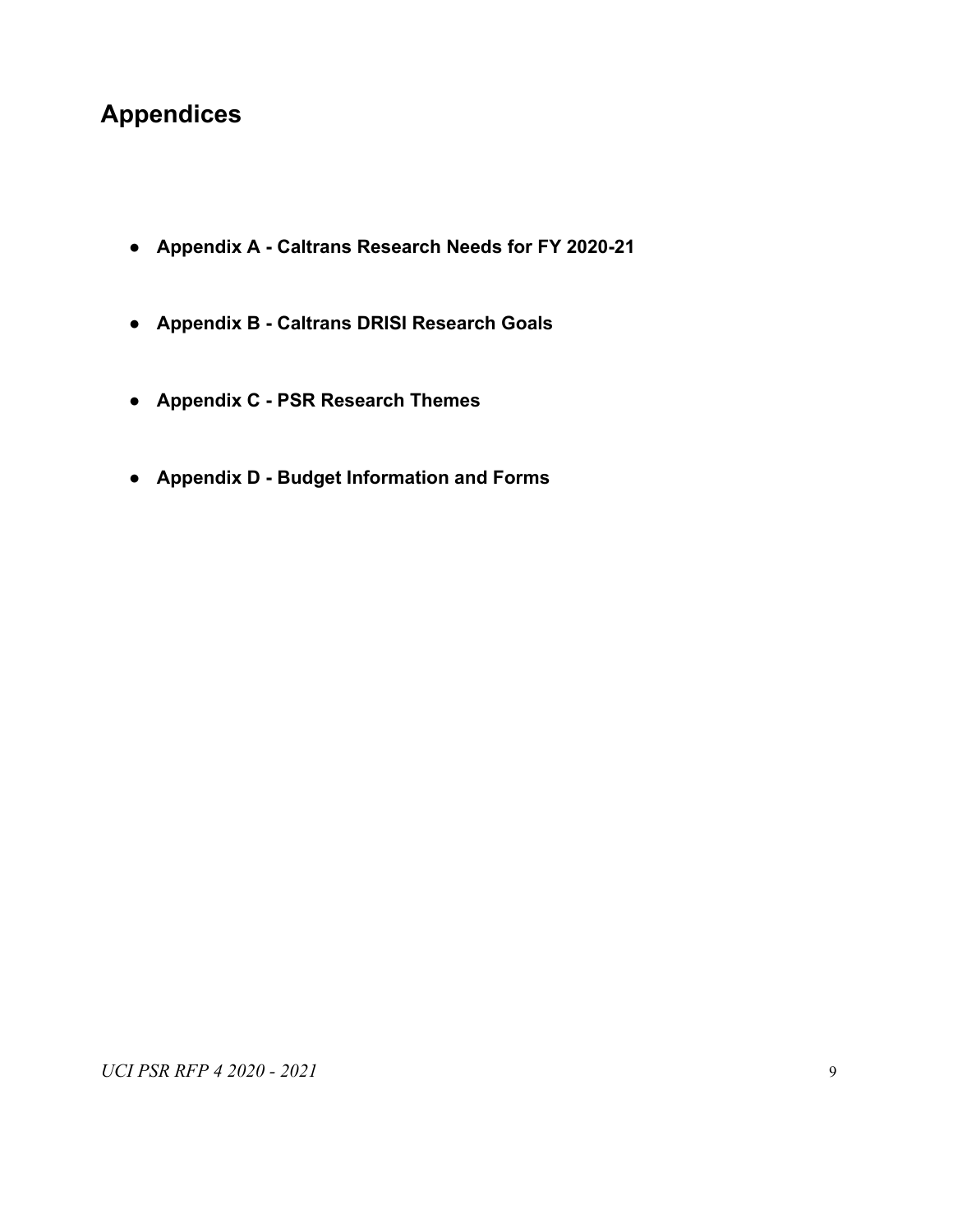# Appendices

- **Appendix A - Caltrans Research Needs for FY 2020-21**
- **Appendix B - Caltrans DRISI Research Goals**
- **Appendix C - PSR Research Themes**
- **Appendix D - Budget Information and Forms**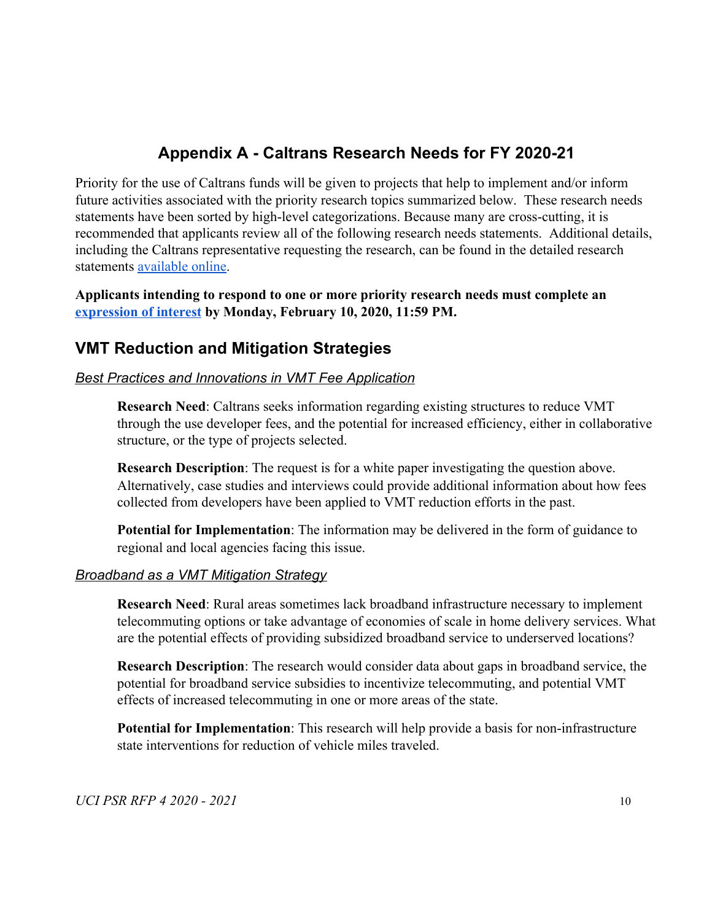# Appendix A - Caltrans Research Needs for FY 2020-21

Priority for the use of Caltrans funds will be given to projects that help to implement and/or inform future activities associated with the priority research topics summarized below. These research needs statements have been sorted by high-level categorizations. Because many are cross-cutting, it is recommended that applicants review all of the following research needs statements. Additional details, including the Caltrans representative requesting the research, can be found in the detailed research statements available online.

**Applicants intending to respond to one or more priority research needs must complete an expression of interest by Monday, February 10, 2020, 11:59 PM.**

## VMT Reduction and Mitigation Strategies

### *Best Practices and Innovations in VMT Fee Application*

**Research Need**: Caltrans seeks information regarding existing structures to reduce VMT through the use developer fees, and the potential for increased efficiency, either in collaborative structure, or the type of projects selected.

**Research Description**: The request is for a white paper investigating the question above. Alternatively, case studies and interviews could provide additional information about how fees collected from developers have been applied to VMT reduction efforts in the past.

**Potential for Implementation**: The information may be delivered in the form of guidance to regional and local agencies facing this issue.

### *Broadband as a VMT Mitigation Strategy*

**Research Need**: Rural areas sometimes lack broadband infrastructure necessary to implement telecommuting options or take advantage of economies of scale in home delivery services. What are the potential effects of providing subsidized broadband service to underserved locations?

**Research Description**: The research would consider data about gaps in broadband service, the potential for broadband service subsidies to incentivize telecommuting, and potential VMT effects of increased telecommuting in one or more areas of the state.

**Potential for Implementation**: This research will help provide a basis for non-infrastructure state interventions for reduction of vehicle miles traveled.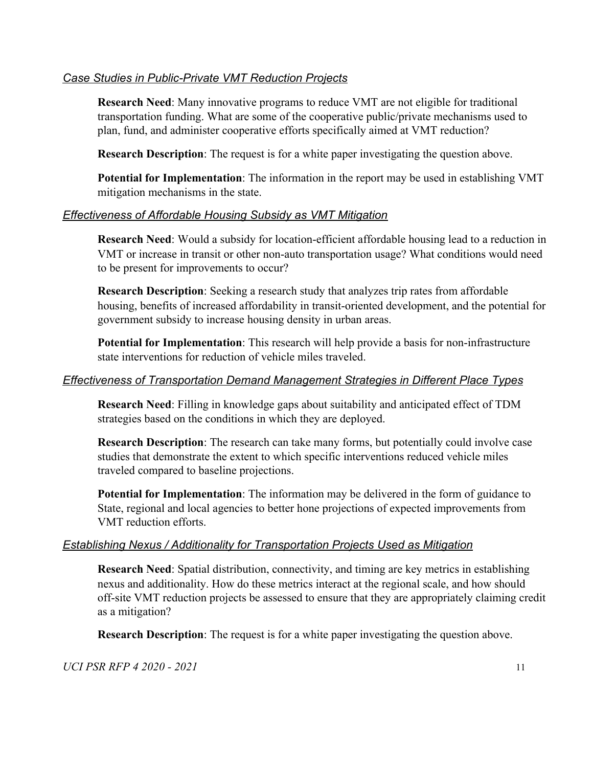*Case Studies in Public-Private VMT Reduction Projects*

**Research Need**: Many innovative programs to reduce VMT are not eligible for traditional transportation funding. What are some of the cooperative public/private mechanisms used to plan, fund, and administer cooperative efforts specifically aimed at VMT reduction?

**Research Description**: The request is for a white paper investigating the question above.

**Potential for Implementation**: The information in the report may be used in establishing VMT mitigation mechanisms in the state.

*Effectiveness of Affordable Housing Subsidy as VMT Mitigation*

**Research Need**: Would a subsidy for location-efficient affordable housing lead to a reduction in VMT or increase in transit or other non-auto transportation usage? What conditions would need to be present for improvements to occur?

**Research Description**: Seeking a research study that analyzes trip rates from affordable housing, benefits of increased affordability in transit-oriented development, and the potential for government subsidy to increase housing density in urban areas.

**Potential for Implementation**: This research will help provide a basis for non-infrastructure state interventions for reduction of vehicle miles traveled.

*Effectiveness of Transportation Demand Management Strategies in Different Place Types*

**Research Need**: Filling in knowledge gaps about suitability and anticipated effect of TDM strategies based on the conditions in which they are deployed.

**Research Description**: The research can take many forms, but potentially could involve case studies that demonstrate the extent to which specific interventions reduced vehicle miles traveled compared to baseline projections.

**Potential for Implementation**: The information may be delivered in the form of guidance to State, regional and local agencies to better hone projections of expected improvements from VMT reduction efforts.

*Establishing Nexus / Additionality for Transportation Projects Used as Mitigation*

**Research Need**: Spatial distribution, connectivity, and timing are key metrics in establishing nexus and additionality. How do these metrics interact at the regional scale, and how should off-site VMT reduction projects be assessed to ensure that they are appropriately claiming credit as a mitigation?

**Research Description**: The request is for a white paper investigating the question above.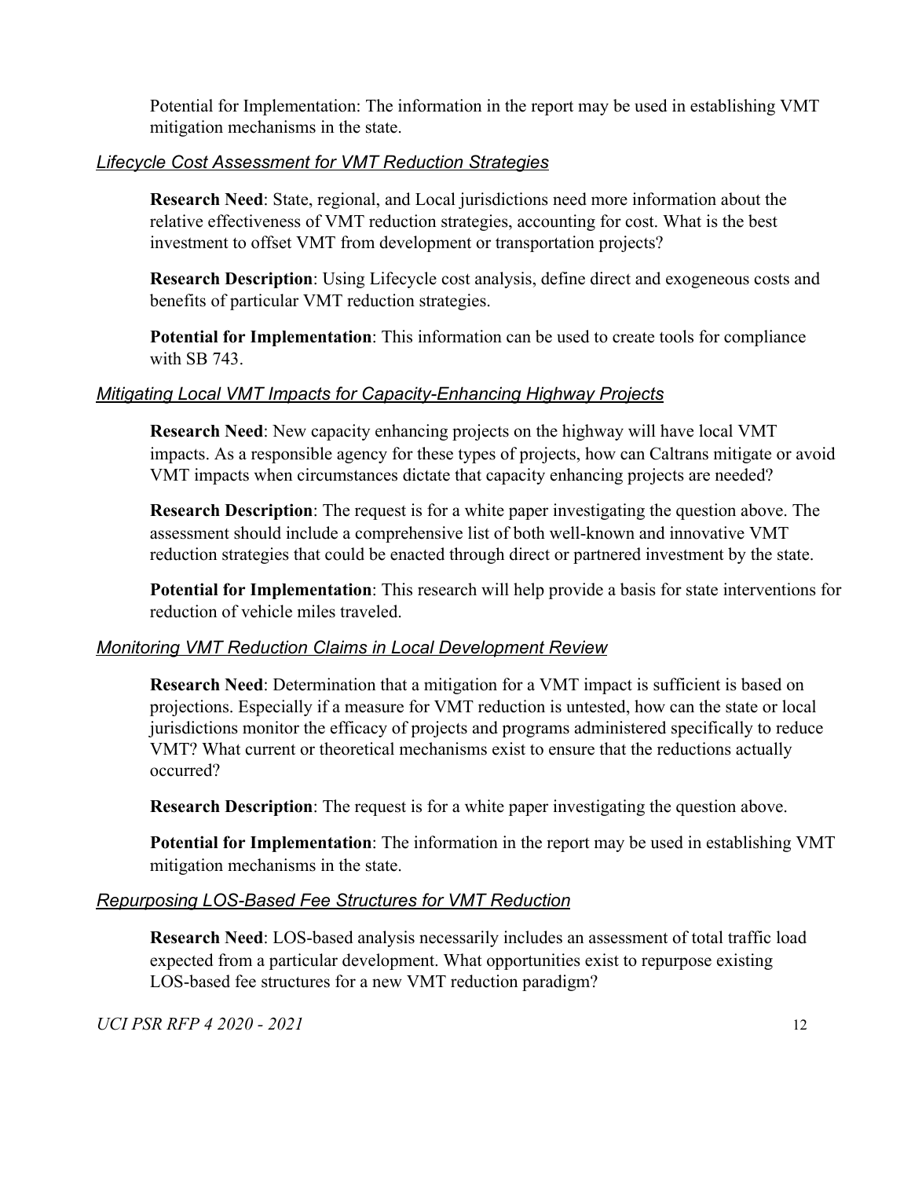Potential for Implementation: The information in the report may be used in establishing VMT mitigation mechanisms in the state.

### *Lifecycle Cost Assessment for VMT Reduction Strategies*

**Research Need**: State, regional, and Local jurisdictions need more information about the relative effectiveness of VMT reduction strategies, accounting for cost. What is the best investment to offset VMT from development or transportation projects?

**Research Description**: Using Lifecycle cost analysis, define direct and exogeneous costs and benefits of particular VMT reduction strategies.

**Potential for Implementation**: This information can be used to create tools for compliance with SB 743.

### *Mitigating Local VMT Impacts for Capacity-Enhancing Highway Projects*

**Research Need**: New capacity enhancing projects on the highway will have local VMT impacts. As a responsible agency for these types of projects, how can Caltrans mitigate or avoid VMT impacts when circumstances dictate that capacity enhancing projects are needed?

**Research Description**: The request is for a white paper investigating the question above. The assessment should include a comprehensive list of both well-known and innovative VMT reduction strategies that could be enacted through direct or partnered investment by the state.

**Potential for Implementation**: This research will help provide a basis for state interventions for reduction of vehicle miles traveled.

### *Monitoring VMT Reduction Claims in Local Development Review*

**Research Need**: Determination that a mitigation for a VMT impact is sufficient is based on projections. Especially if a measure for VMT reduction is untested, how can the state or local jurisdictions monitor the efficacy of projects and programs administered specifically to reduce VMT? What current or theoretical mechanisms exist to ensure that the reductions actually occurred?

**Research Description**: The request is for a white paper investigating the question above.

**Potential for Implementation**: The information in the report may be used in establishing VMT mitigation mechanisms in the state.

### *Repurposing LOS-Based Fee Structures for VMT Reduction*

**Research Need**: LOS-based analysis necessarily includes an assessment of total traffic load expected from a particular development. What opportunities exist to repurpose existing LOS-based fee structures for a new VMT reduction paradigm?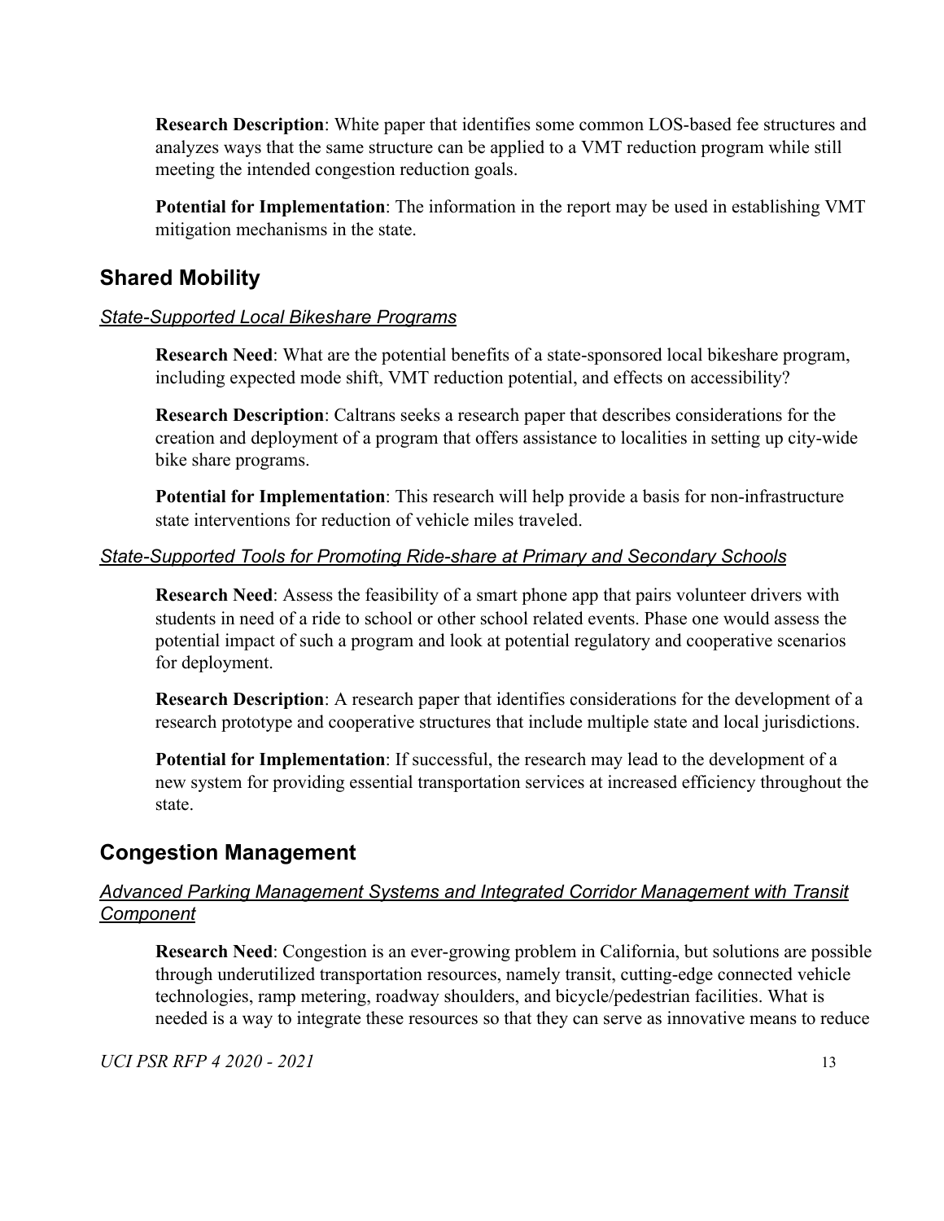**Research Description**: White paper that identifies some common LOS-based fee structures and analyzes ways that the same structure can be applied to a VMT reduction program while still meeting the intended congestion reduction goals.

**Potential for Implementation**: The information in the report may be used in establishing VMT mitigation mechanisms in the state.

## Shared Mobility

### *State-Supported Local Bikeshare Programs*

**Research Need**: What are the potential benefits of a state-sponsored local bikeshare program, including expected mode shift, VMT reduction potential, and effects on accessibility?

**Research Description**: Caltrans seeks a research paper that describes considerations for the creation and deployment of a program that offers assistance to localities in setting up city-wide bike share programs.

**Potential for Implementation**: This research will help provide a basis for non-infrastructure state interventions for reduction of vehicle miles traveled.

### *State-Supported Tools for Promoting Ride-share at Primary and Secondary Schools*

**Research Need**: Assess the feasibility of a smart phone app that pairs volunteer drivers with students in need of a ride to school or other school related events. Phase one would assess the potential impact of such a program and look at potential regulatory and cooperative scenarios for deployment.

**Research Description**: A research paper that identifies considerations for the development of a research prototype and cooperative structures that include multiple state and local jurisdictions.

**Potential for Implementation**: If successful, the research may lead to the development of a new system for providing essential transportation services at increased efficiency throughout the state.

## Congestion Management

### *Advanced Parking Management Systems and Integrated Corridor Management with Transit Component*

**Research Need**: Congestion is an ever-growing problem in California, but solutions are possible through underutilized transportation resources, namely transit, cutting-edge connected vehicle technologies, ramp metering, roadway shoulders, and bicycle/pedestrian facilities. What is needed is a way to integrate these resources so that they can serve as innovative means to reduce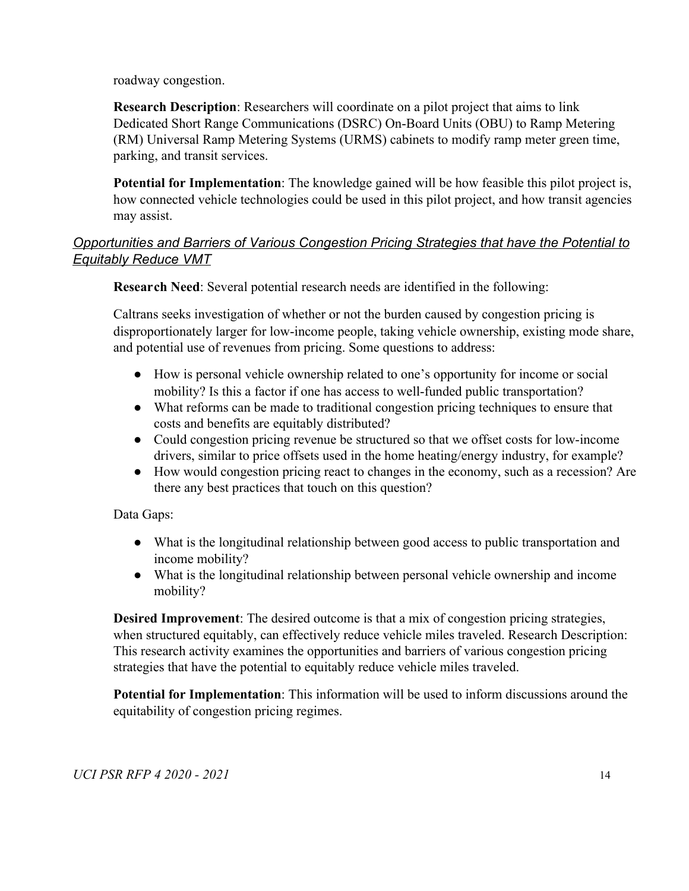roadway congestion.

**Research Description**: Researchers will coordinate on a pilot project that aims to link Dedicated Short Range Communications (DSRC) On-Board Units (OBU) to Ramp Metering (RM) Universal Ramp Metering Systems (URMS) cabinets to modify ramp meter green time, parking, and transit services.

**Potential for Implementation**: The knowledge gained will be how feasible this pilot project is, how connected vehicle technologies could be used in this pilot project, and how transit agencies may assist.

### *Opportunities and Barriers of Various Congestion Pricing Strategies that have the Potential to Equitably Reduce VMT*

**Research Need**: Several potential research needs are identified in the following:

Caltrans seeks investigation of whether or not the burden caused by congestion pricing is disproportionately larger for low-income people, taking vehicle ownership, existing mode share, and potential use of revenues from pricing. Some questions to address:

- How is personal vehicle ownership related to one's opportunity for income or social mobility? Is this a factor if one has access to well-funded public transportation?
- What reforms can be made to traditional congestion pricing techniques to ensure that costs and benefits are equitably distributed?
- Could congestion pricing revenue be structured so that we offset costs for low-income drivers, similar to price offsets used in the home heating/energy industry, for example?
- How would congestion pricing react to changes in the economy, such as a recession? Are there any best practices that touch on this question?

Data Gaps:

- What is the longitudinal relationship between good access to public transportation and income mobility?
- What is the longitudinal relationship between personal vehicle ownership and income mobility?

**Desired Improvement**: The desired outcome is that a mix of congestion pricing strategies, when structured equitably, can effectively reduce vehicle miles traveled. Research Description: This research activity examines the opportunities and barriers of various congestion pricing strategies that have the potential to equitably reduce vehicle miles traveled.

**Potential for Implementation**: This information will be used to inform discussions around the equitability of congestion pricing regimes.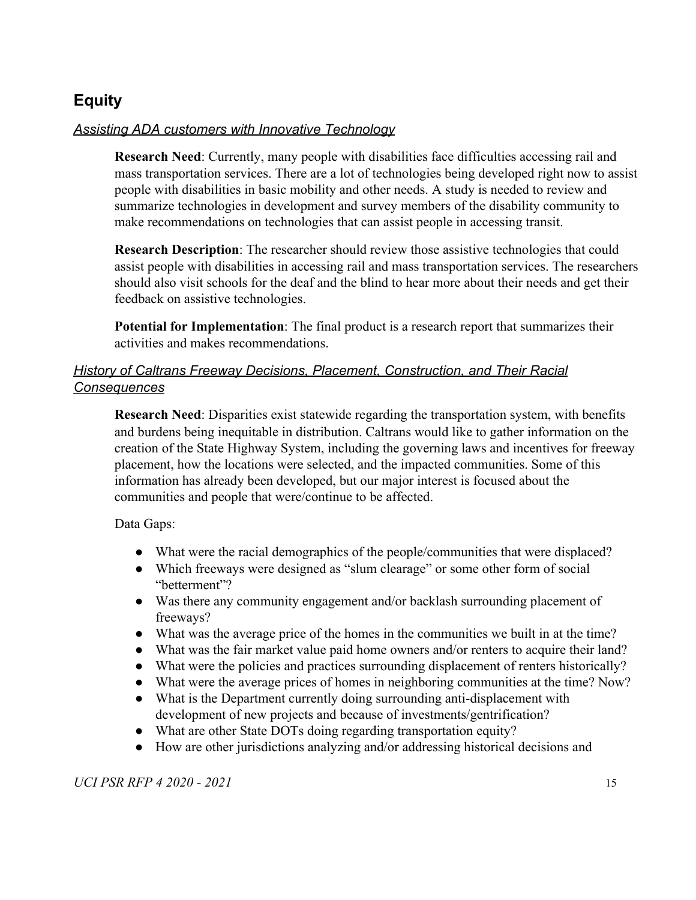## Equity

*Assisting ADA customers with Innovative Technology*

**Research Need**: Currently, many people with disabilities face difficulties accessing rail and mass transportation services. There are a lot of technologies being developed right now to assist people with disabilities in basic mobility and other needs. A study is needed to review and summarize technologies in development and survey members of the disability community to make recommendations on technologies that can assist people in accessing transit.

**Research Description**: The researcher should review those assistive technologies that could assist people with disabilities in accessing rail and mass transportation services. The researchers should also visit schools for the deaf and the blind to hear more about their needs and get their feedback on assistive technologies.

**Potential for Implementation**: The final product is a research report that summarizes their activities and makes recommendations.

*History of Caltrans Freeway Decisions, Placement, Construction, and Their Racial Consequences*

**Research Need**: Disparities exist statewide regarding the transportation system, with benefits and burdens being inequitable in distribution. Caltrans would like to gather information on the creation of the State Highway System, including the governing laws and incentives for freeway placement, how the locations were selected, and the impacted communities. Some of this information has already been developed, but our major interest is focused about the communities and people that were/continue to be affected.

Data Gaps:

- What were the racial demographics of the people/communities that were displaced?
- Which freeways were designed as "slum clearage" or some other form of social "betterment"?
- Was there any community engagement and/or backlash surrounding placement of freeways?
- What was the average price of the homes in the communities we built in at the time?
- What was the fair market value paid home owners and/or renters to acquire their land?
- What were the policies and practices surrounding displacement of renters historically?
- What were the average prices of homes in neighboring communities at the time? Now?
- What is the Department currently doing surrounding anti-displacement with development of new projects and because of investments/gentrification?
- What are other State DOTs doing regarding transportation equity?
- How are other jurisdictions analyzing and/or addressing historical decisions and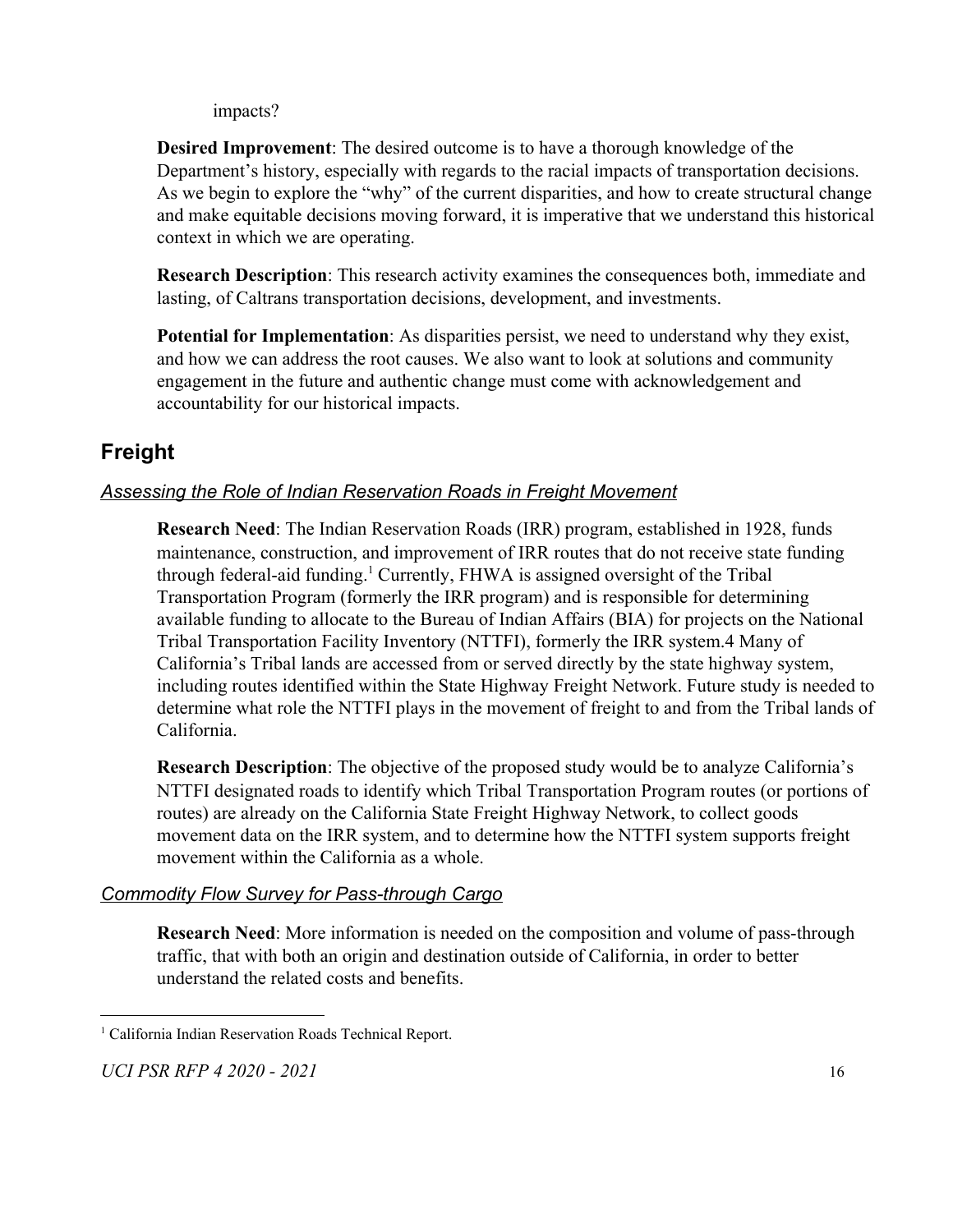impacts?

**Desired Improvement**: The desired outcome is to have a thorough knowledge of the Department's history, especially with regards to the racial impacts of transportation decisions. As we begin to explore the "why" of the current disparities, and how to create structural change and make equitable decisions moving forward, it is imperative that we understand this historical context in which we are operating.

**Research Description**: This research activity examines the consequences both, immediate and lasting, of Caltrans transportation decisions, development, and investments.

**Potential for Implementation**: As disparities persist, we need to understand why they exist, and how we can address the root causes. We also want to look at solutions and community engagement in the future and authentic change must come with acknowledgement and accountability for our historical impacts.

## Freight

### *Assessing the Role of Indian Reservation Roads in Freight Movement*

**Research Need**: The Indian Reservation Roads (IRR) program, established in 1928, funds maintenance, construction, and improvement of IRR routes that do not receive state funding through federal-aid funding.[1] Currently, FHWA is assigned oversight of the Tribal Transportation Program (formerly the IRR program) and is responsible for determining available funding to allocate to the Bureau of Indian Affairs (BIA) for projects on the National Tribal Transportation Facility Inventory (NTTFI), formerly the IRR system.4 Many of California's Tribal lands are accessed from or served directly by the state highway system, including routes identified within the State Highway Freight Network. Future study is needed to determine what role the NTTFI plays in the movement of freight to and from the Tribal lands of California.

**Research Description**: The objective of the proposed study would be to analyze California's NTTFI designated roads to identify which Tribal Transportation Program routes (or portions of routes) are already on the California State Freight Highway Network, to collect goods movement data on the IRR system, and to determine how the NTTFI system supports freight movement within the California as a whole.

### *Commodity Flow Survey for Pass-through Cargo*

**Research Need**: More information is needed on the composition and volume of pass-through traffic, that with both an origin and destination outside of California, in order to better understand the related costs and benefits.

[1] California Indian Reservation Roads Technical Report.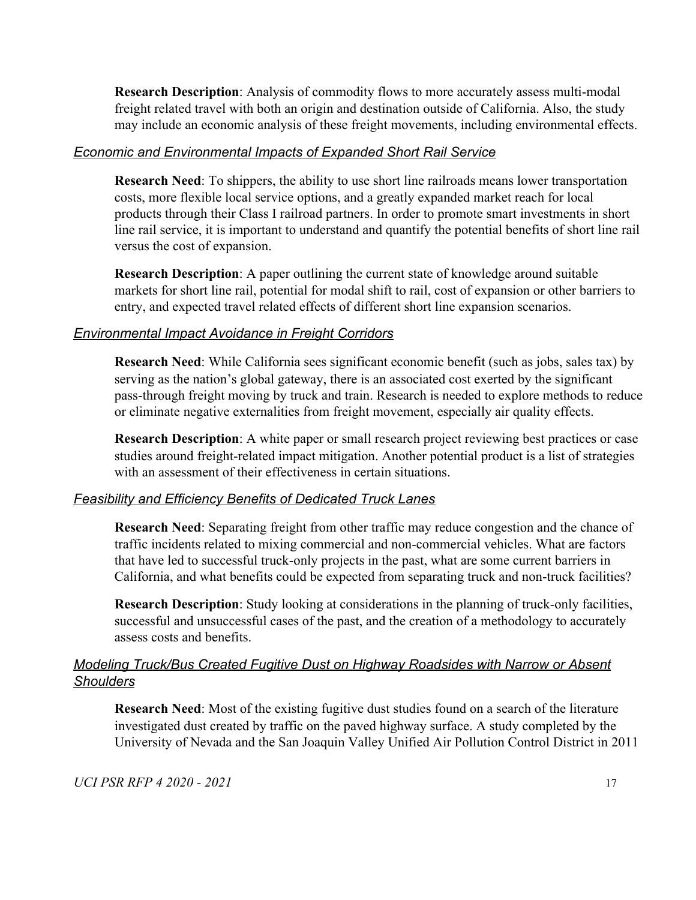**Research Description**: Analysis of commodity flows to more accurately assess multi-modal freight related travel with both an origin and destination outside of California. Also, the study may include an economic analysis of these freight movements, including environmental effects.

### *Economic and Environmental Impacts of Expanded Short Rail Service*

**Research Need**: To shippers, the ability to use short line railroads means lower transportation costs, more flexible local service options, and a greatly expanded market reach for local products through their Class I railroad partners. In order to promote smart investments in short line rail service, it is important to understand and quantify the potential benefits of short line rail versus the cost of expansion.

**Research Description**: A paper outlining the current state of knowledge around suitable markets for short line rail, potential for modal shift to rail, cost of expansion or other barriers to entry, and expected travel related effects of different short line expansion scenarios.

### *Environmental Impact Avoidance in Freight Corridors*

**Research Need**: While California sees significant economic benefit (such as jobs, sales tax) by serving as the nation's global gateway, there is an associated cost exerted by the significant pass-through freight moving by truck and train. Research is needed to explore methods to reduce or eliminate negative externalities from freight movement, especially air quality effects.

**Research Description**: A white paper or small research project reviewing best practices or case studies around freight-related impact mitigation. Another potential product is a list of strategies with an assessment of their effectiveness in certain situations.

### *Feasibility and Efficiency Benefits of Dedicated Truck Lanes*

**Research Need**: Separating freight from other traffic may reduce congestion and the chance of traffic incidents related to mixing commercial and non-commercial vehicles. What are factors that have led to successful truck-only projects in the past, what are some current barriers in California, and what benefits could be expected from separating truck and non-truck facilities?

**Research Description**: Study looking at considerations in the planning of truck-only facilities, successful and unsuccessful cases of the past, and the creation of a methodology to accurately assess costs and benefits.

### *Modeling Truck/Bus Created Fugitive Dust on Highway Roadsides with Narrow or Absent Shoulders*

**Research Need**: Most of the existing fugitive dust studies found on a search of the literature investigated dust created by traffic on the paved highway surface. A study completed by the University of Nevada and the San Joaquin Valley Unified Air Pollution Control District in 2011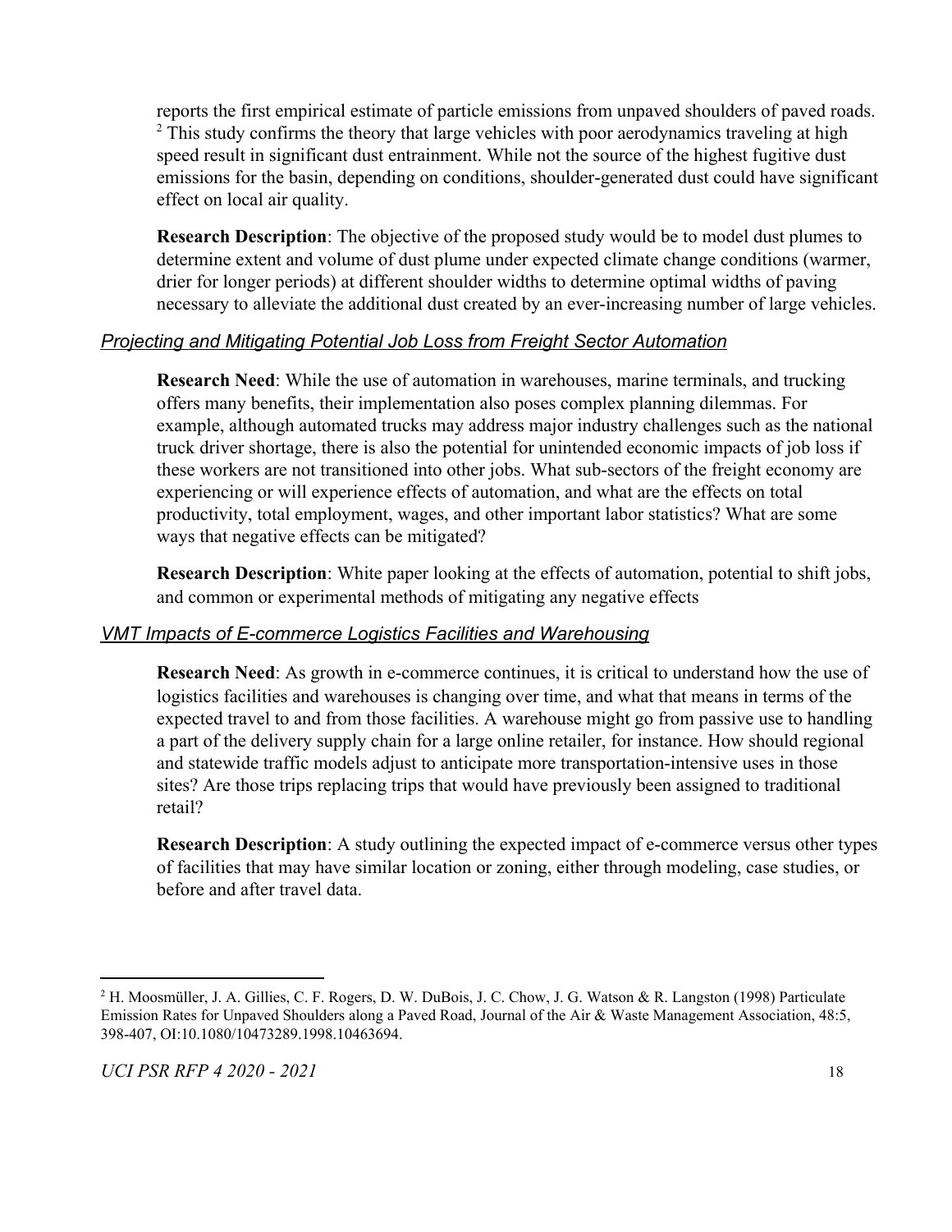reports the first empirical estimate of particle emissions from unpaved shoulders of paved roads. [2] This study confirms the theory that large vehicles with poor aerodynamics traveling at high speed result in significant dust entrainment. While not the source of the highest fugitive dust emissions for the basin, depending on conditions, shoulder-generated dust could have significant effect on local air quality.

**Research Description**: The objective of the proposed study would be to model dust plumes to determine extent and volume of dust plume under expected climate change conditions (warmer, drier for longer periods) at different shoulder widths to determine optimal widths of paving necessary to alleviate the additional dust created by an ever-increasing number of large vehicles.

### *Projecting and Mitigating Potential Job Loss from Freight Sector Automation*

**Research Need**: While the use of automation in warehouses, marine terminals, and trucking offers many benefits, their implementation also poses complex planning dilemmas. For example, although automated trucks may address major industry challenges such as the national truck driver shortage, there is also the potential for unintended economic impacts of job loss if these workers are not transitioned into other jobs. What sub-sectors of the freight economy are experiencing or will experience effects of automation, and what are the effects on total productivity, total employment, wages, and other important labor statistics? What are some ways that negative effects can be mitigated?

**Research Description**: White paper looking at the effects of automation, potential to shift jobs, and common or experimental methods of mitigating any negative effects

### *VMT Impacts of E-commerce Logistics Facilities and Warehousing*

**Research Need**: As growth in e-commerce continues, it is critical to understand how the use of logistics facilities and warehouses is changing over time, and what that means in terms of the expected travel to and from those facilities. A warehouse might go from passive use to handling a part of the delivery supply chain for a large online retailer, for instance. How should regional and statewide traffic models adjust to anticipate more transportation-intensive uses in those sites? Are those trips replacing trips that would have previously been assigned to traditional retail?

**Research Description**: A study outlining the expected impact of e-commerce versus other types of facilities that may have similar location or zoning, either through modeling, case studies, or before and after travel data.

---

[2] H. Moosmüller, J. A. Gillies, C. F. Rogers, D. W. DuBois, J. C. Chow, J. G. Watson & R. Langston (1998) Particulate Emission Rates for Unpaved Shoulders along a Paved Road, Journal of the Air & Waste Management Association, 48:5, 398-407, OI:10.1080/10473289.1998.10463694.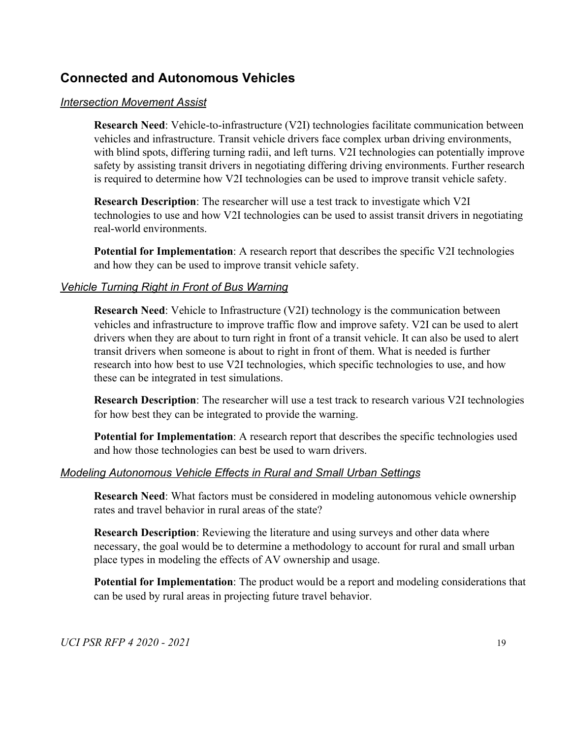## Connected and Autonomous Vehicles

### *Intersection Movement Assist*

**Research Need**: Vehicle-to-infrastructure (V2I) technologies facilitate communication between vehicles and infrastructure. Transit vehicle drivers face complex urban driving environments, with blind spots, differing turning radii, and left turns. V2I technologies can potentially improve safety by assisting transit drivers in negotiating differing driving environments. Further research is required to determine how V2I technologies can be used to improve transit vehicle safety.

**Research Description**: The researcher will use a test track to investigate which V2I technologies to use and how V2I technologies can be used to assist transit drivers in negotiating real-world environments.

**Potential for Implementation**: A research report that describes the specific V2I technologies and how they can be used to improve transit vehicle safety.

### *Vehicle Turning Right in Front of Bus Warning*

**Research Need**: Vehicle to Infrastructure (V2I) technology is the communication between vehicles and infrastructure to improve traffic flow and improve safety. V2I can be used to alert drivers when they are about to turn right in front of a transit vehicle. It can also be used to alert transit drivers when someone is about to right in front of them. What is needed is further research into how best to use V2I technologies, which specific technologies to use, and how these can be integrated in test simulations.

**Research Description**: The researcher will use a test track to research various V2I technologies for how best they can be integrated to provide the warning.

**Potential for Implementation**: A research report that describes the specific technologies used and how those technologies can best be used to warn drivers.

### *Modeling Autonomous Vehicle Effects in Rural and Small Urban Settings*

**Research Need**: What factors must be considered in modeling autonomous vehicle ownership rates and travel behavior in rural areas of the state?

**Research Description**: Reviewing the literature and using surveys and other data where necessary, the goal would be to determine a methodology to account for rural and small urban place types in modeling the effects of AV ownership and usage.

**Potential for Implementation**: The product would be a report and modeling considerations that can be used by rural areas in projecting future travel behavior.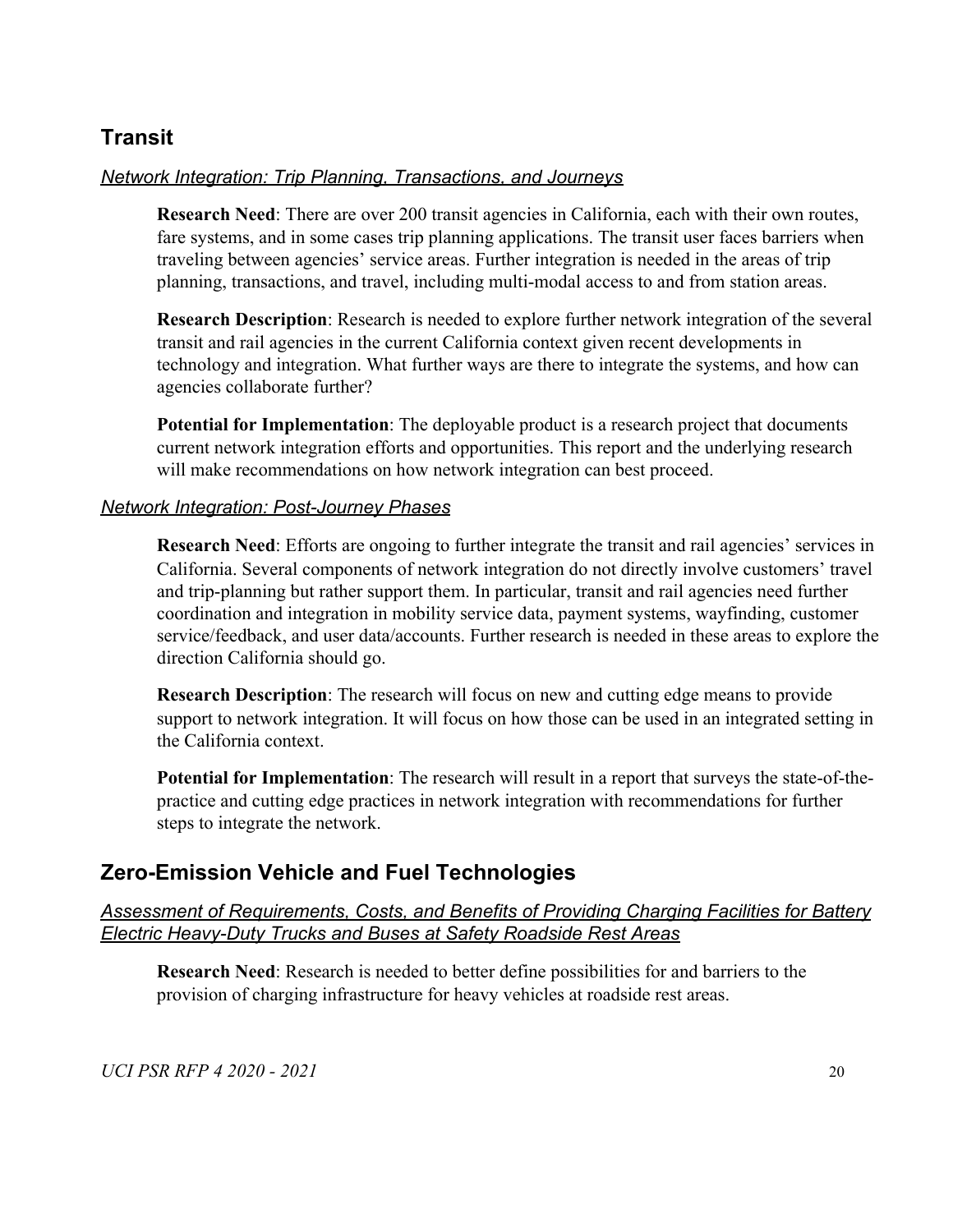## Transit

*Network Integration: Trip Planning, Transactions, and Journeys*

**Research Need**: There are over 200 transit agencies in California, each with their own routes, fare systems, and in some cases trip planning applications. The transit user faces barriers when traveling between agencies' service areas. Further integration is needed in the areas of trip planning, transactions, and travel, including multi-modal access to and from station areas.

**Research Description**: Research is needed to explore further network integration of the several transit and rail agencies in the current California context given recent developments in technology and integration. What further ways are there to integrate the systems, and how can agencies collaborate further?

**Potential for Implementation**: The deployable product is a research project that documents current network integration efforts and opportunities. This report and the underlying research will make recommendations on how network integration can best proceed.

*Network Integration: Post-Journey Phases*

**Research Need**: Efforts are ongoing to further integrate the transit and rail agencies' services in California. Several components of network integration do not directly involve customers' travel and trip-planning but rather support them. In particular, transit and rail agencies need further coordination and integration in mobility service data, payment systems, wayfinding, customer service/feedback, and user data/accounts. Further research is needed in these areas to explore the direction California should go.

**Research Description**: The research will focus on new and cutting edge means to provide support to network integration. It will focus on how those can be used in an integrated setting in the California context.

**Potential for Implementation**: The research will result in a report that surveys the state-of-the-practice and cutting edge practices in network integration with recommendations for further steps to integrate the network.

## Zero-Emission Vehicle and Fuel Technologies

*Assessment of Requirements, Costs, and Benefits of Providing Charging Facilities for Battery Electric Heavy-Duty Trucks and Buses at Safety Roadside Rest Areas*

**Research Need**: Research is needed to better define possibilities for and barriers to the provision of charging infrastructure for heavy vehicles at roadside rest areas.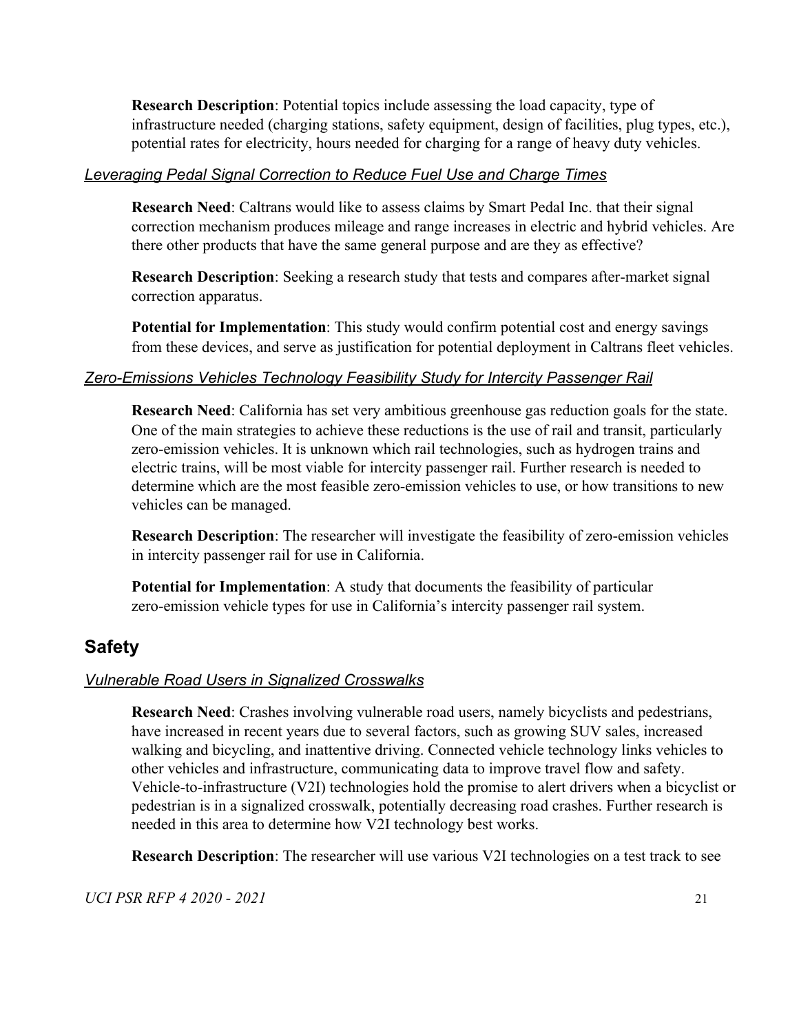**Research Description**: Potential topics include assessing the load capacity, type of infrastructure needed (charging stations, safety equipment, design of facilities, plug types, etc.), potential rates for electricity, hours needed for charging for a range of heavy duty vehicles.

### *Leveraging Pedal Signal Correction to Reduce Fuel Use and Charge Times*

**Research Need**: Caltrans would like to assess claims by Smart Pedal Inc. that their signal correction mechanism produces mileage and range increases in electric and hybrid vehicles. Are there other products that have the same general purpose and are they as effective?

**Research Description**: Seeking a research study that tests and compares after-market signal correction apparatus.

**Potential for Implementation**: This study would confirm potential cost and energy savings from these devices, and serve as justification for potential deployment in Caltrans fleet vehicles.

### *Zero-Emissions Vehicles Technology Feasibility Study for Intercity Passenger Rail*

**Research Need**: California has set very ambitious greenhouse gas reduction goals for the state. One of the main strategies to achieve these reductions is the use of rail and transit, particularly zero-emission vehicles. It is unknown which rail technologies, such as hydrogen trains and electric trains, will be most viable for intercity passenger rail. Further research is needed to determine which are the most feasible zero-emission vehicles to use, or how transitions to new vehicles can be managed.

**Research Description**: The researcher will investigate the feasibility of zero-emission vehicles in intercity passenger rail for use in California.

**Potential for Implementation**: A study that documents the feasibility of particular zero-emission vehicle types for use in California's intercity passenger rail system.

## Safety

### *Vulnerable Road Users in Signalized Crosswalks*

**Research Need**: Crashes involving vulnerable road users, namely bicyclists and pedestrians, have increased in recent years due to several factors, such as growing SUV sales, increased walking and bicycling, and inattentive driving. Connected vehicle technology links vehicles to other vehicles and infrastructure, communicating data to improve travel flow and safety. Vehicle-to-infrastructure (V2I) technologies hold the promise to alert drivers when a bicyclist or pedestrian is in a signalized crosswalk, potentially decreasing road crashes. Further research is needed in this area to determine how V2I technology best works.

**Research Description**: The researcher will use various V2I technologies on a test track to see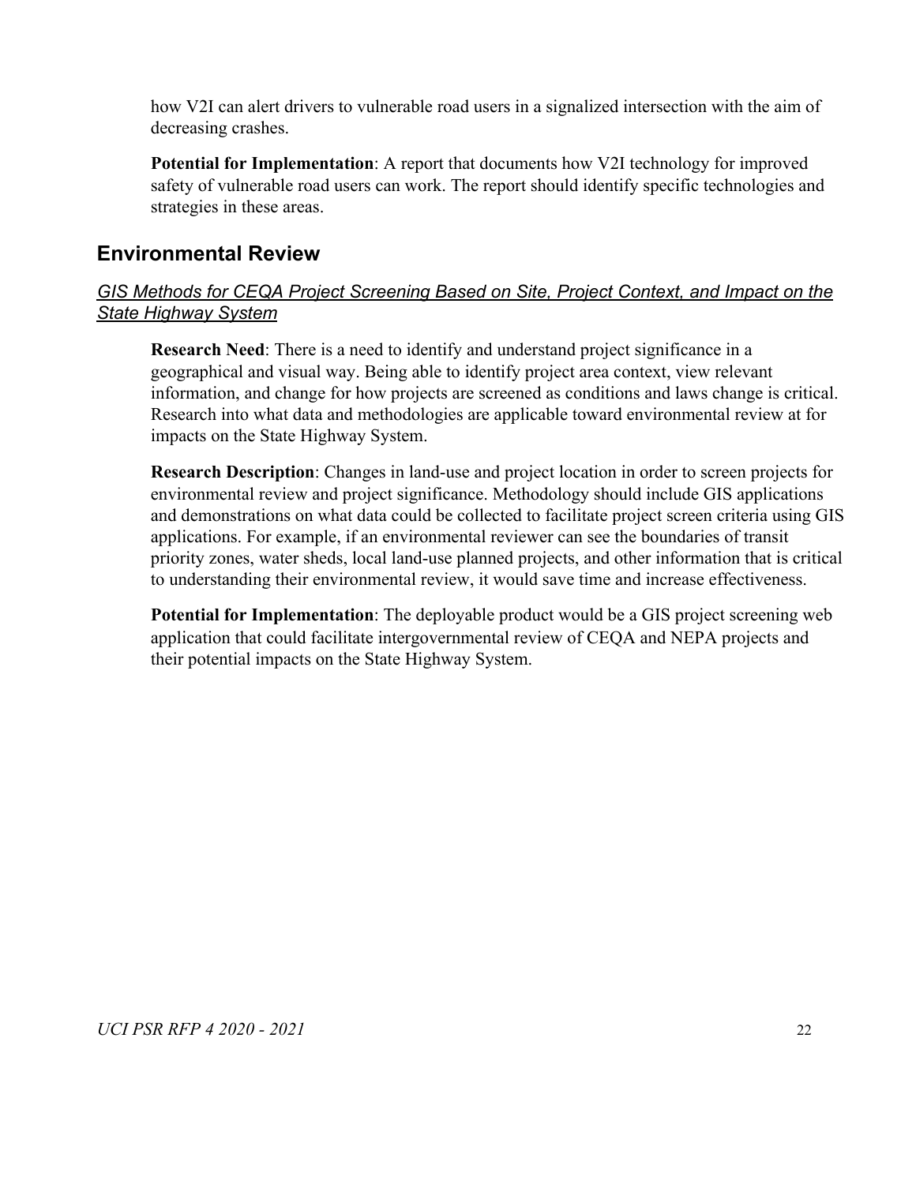how V2I can alert drivers to vulnerable road users in a signalized intersection with the aim of decreasing crashes.

**Potential for Implementation**: A report that documents how V2I technology for improved safety of vulnerable road users can work. The report should identify specific technologies and strategies in these areas.

## Environmental Review

### *GIS Methods for CEQA Project Screening Based on Site, Project Context, and Impact on the State Highway System*

**Research Need**: There is a need to identify and understand project significance in a geographical and visual way. Being able to identify project area context, view relevant information, and change for how projects are screened as conditions and laws change is critical. Research into what data and methodologies are applicable toward environmental review at for impacts on the State Highway System.

**Research Description**: Changes in land-use and project location in order to screen projects for environmental review and project significance. Methodology should include GIS applications and demonstrations on what data could be collected to facilitate project screen criteria using GIS applications. For example, if an environmental reviewer can see the boundaries of transit priority zones, water sheds, local land-use planned projects, and other information that is critical to understanding their environmental review, it would save time and increase effectiveness.

**Potential for Implementation**: The deployable product would be a GIS project screening web application that could facilitate intergovernmental review of CEQA and NEPA projects and their potential impacts on the State Highway System.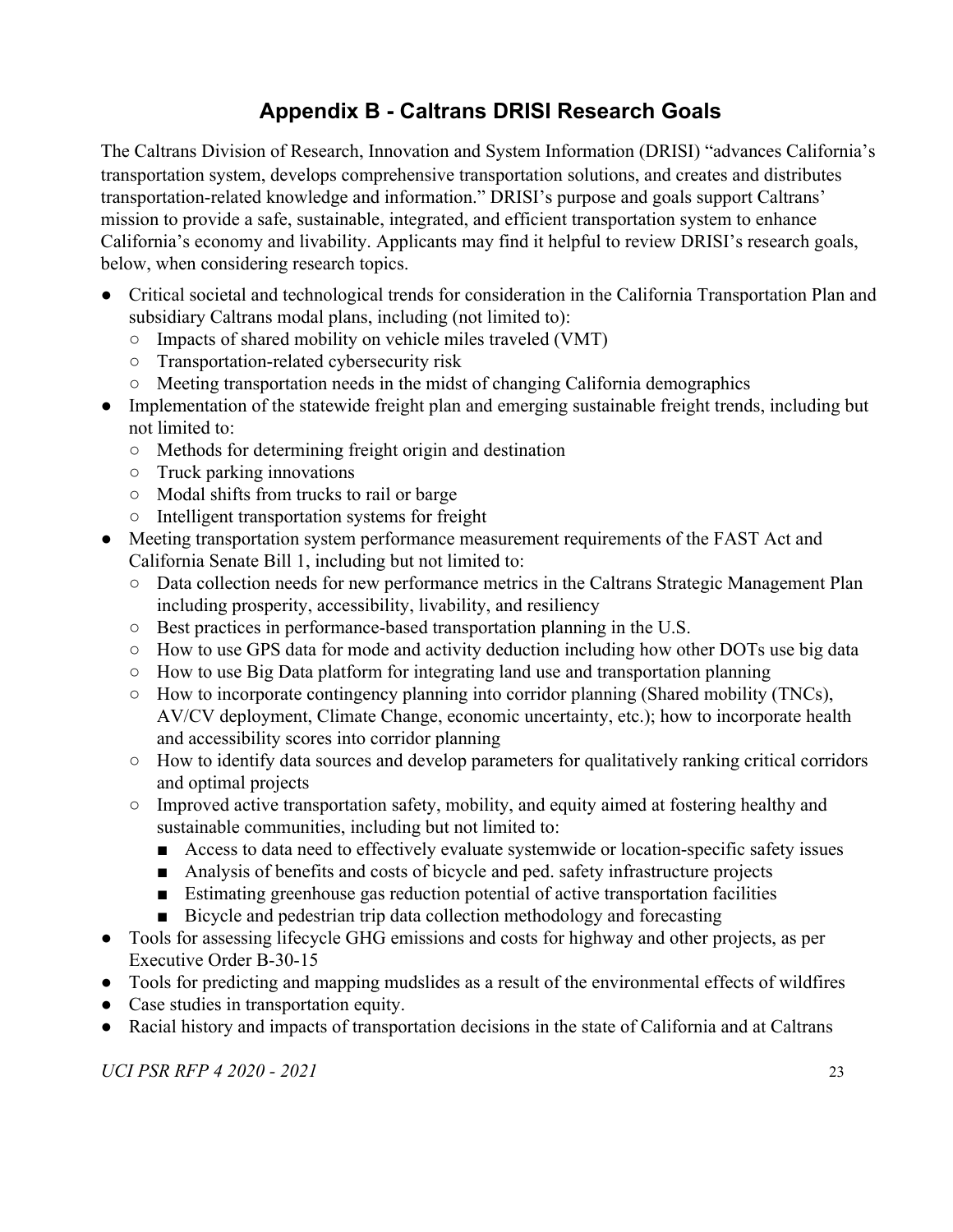# Appendix B - Caltrans DRISI Research Goals

The Caltrans Division of Research, Innovation and System Information (DRISI) "advances California's transportation system, develops comprehensive transportation solutions, and creates and distributes transportation-related knowledge and information." DRISI's purpose and goals support Caltrans' mission to provide a safe, sustainable, integrated, and efficient transportation system to enhance California's economy and livability. Applicants may find it helpful to review DRISI's research goals, below, when considering research topics.

- Critical societal and technological trends for consideration in the California Transportation Plan and subsidiary Caltrans modal plans, including (not limited to):
  - Impacts of shared mobility on vehicle miles traveled (VMT)
  - Transportation-related cybersecurity risk
  - Meeting transportation needs in the midst of changing California demographics
- Implementation of the statewide freight plan and emerging sustainable freight trends, including but not limited to:
  - Methods for determining freight origin and destination
  - Truck parking innovations
  - Modal shifts from trucks to rail or barge
  - Intelligent transportation systems for freight
- Meeting transportation system performance measurement requirements of the FAST Act and California Senate Bill 1, including but not limited to:
  - Data collection needs for new performance metrics in the Caltrans Strategic Management Plan including prosperity, accessibility, livability, and resiliency
  - Best practices in performance-based transportation planning in the U.S.
  - How to use GPS data for mode and activity deduction including how other DOTs use big data
  - How to use Big Data platform for integrating land use and transportation planning
  - How to incorporate contingency planning into corridor planning (Shared mobility (TNCs), AV/CV deployment, Climate Change, economic uncertainty, etc.); how to incorporate health and accessibility scores into corridor planning
  - How to identify data sources and develop parameters for qualitatively ranking critical corridors and optimal projects
  - Improved active transportation safety, mobility, and equity aimed at fostering healthy and sustainable communities, including but not limited to:
    - Access to data need to effectively evaluate systemwide or location-specific safety issues
    - Analysis of benefits and costs of bicycle and ped. safety infrastructure projects
    - Estimating greenhouse gas reduction potential of active transportation facilities
    - Bicycle and pedestrian trip data collection methodology and forecasting
- Tools for assessing lifecycle GHG emissions and costs for highway and other projects, as per Executive Order B-30-15
- Tools for predicting and mapping mudslides as a result of the environmental effects of wildfires
- Case studies in transportation equity.
- Racial history and impacts of transportation decisions in the state of California and at Caltrans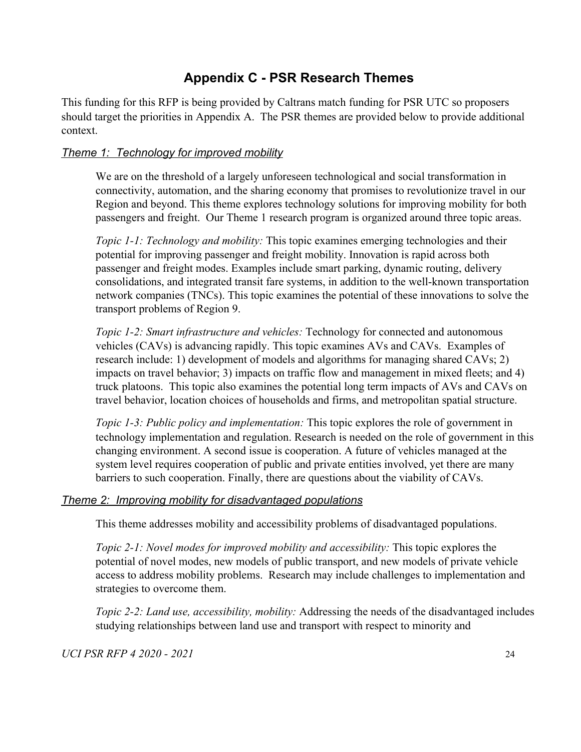# Appendix C - PSR Research Themes

This funding for this RFP is being provided by Caltrans match funding for PSR UTC so proposers should target the priorities in Appendix A. The PSR themes are provided below to provide additional context.

## *Theme 1: Technology for improved mobility*

We are on the threshold of a largely unforeseen technological and social transformation in connectivity, automation, and the sharing economy that promises to revolutionize travel in our Region and beyond. This theme explores technology solutions for improving mobility for both passengers and freight. Our Theme 1 research program is organized around three topic areas.

*Topic 1-1: Technology and mobility:* This topic examines emerging technologies and their potential for improving passenger and freight mobility. Innovation is rapid across both passenger and freight modes. Examples include smart parking, dynamic routing, delivery consolidations, and integrated transit fare systems, in addition to the well-known transportation network companies (TNCs). This topic examines the potential of these innovations to solve the transport problems of Region 9.

*Topic 1-2: Smart infrastructure and vehicles:* Technology for connected and autonomous vehicles (CAVs) is advancing rapidly. This topic examines AVs and CAVs. Examples of research include: 1) development of models and algorithms for managing shared CAVs; 2) impacts on travel behavior; 3) impacts on traffic flow and management in mixed fleets; and 4) truck platoons. This topic also examines the potential long term impacts of AVs and CAVs on travel behavior, location choices of households and firms, and metropolitan spatial structure.

*Topic 1-3: Public policy and implementation:* This topic explores the role of government in technology implementation and regulation. Research is needed on the role of government in this changing environment. A second issue is cooperation. A future of vehicles managed at the system level requires cooperation of public and private entities involved, yet there are many barriers to such cooperation. Finally, there are questions about the viability of CAVs.

## *Theme 2: Improving mobility for disadvantaged populations*

This theme addresses mobility and accessibility problems of disadvantaged populations.

*Topic 2-1: Novel modes for improved mobility and accessibility:* This topic explores the potential of novel modes, new models of public transport, and new models of private vehicle access to address mobility problems. Research may include challenges to implementation and strategies to overcome them.

*Topic 2-2: Land use, accessibility, mobility:* Addressing the needs of the disadvantaged includes studying relationships between land use and transport with respect to minority and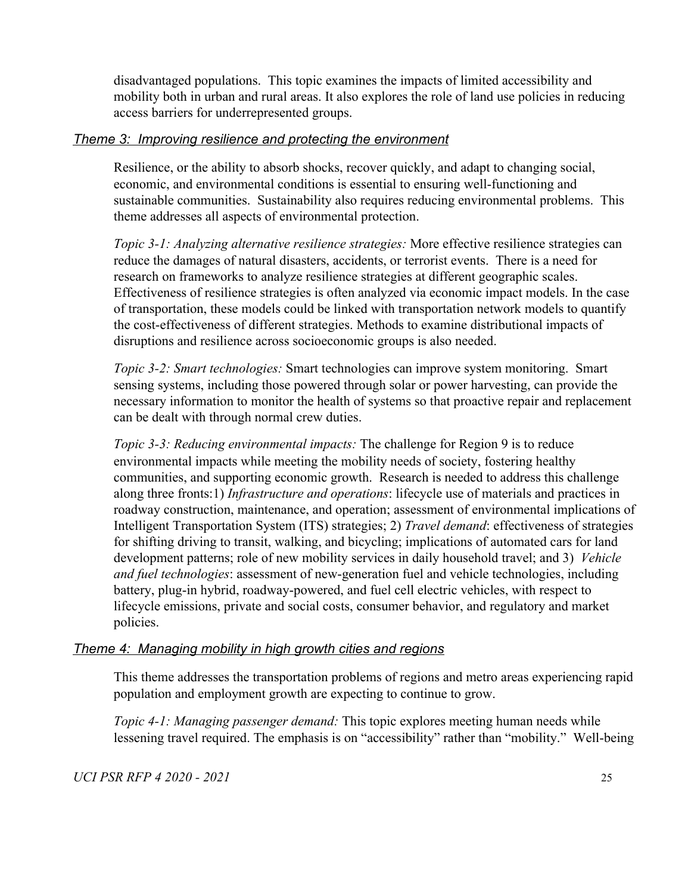disadvantaged populations. This topic examines the impacts of limited accessibility and mobility both in urban and rural areas. It also explores the role of land use policies in reducing access barriers for underrepresented groups.

### *Theme 3: Improving resilience and protecting the environment*

Resilience, or the ability to absorb shocks, recover quickly, and adapt to changing social, economic, and environmental conditions is essential to ensuring well-functioning and sustainable communities. Sustainability also requires reducing environmental problems. This theme addresses all aspects of environmental protection.

*Topic 3-1: Analyzing alternative resilience strategies:* More effective resilience strategies can reduce the damages of natural disasters, accidents, or terrorist events. There is a need for research on frameworks to analyze resilience strategies at different geographic scales. Effectiveness of resilience strategies is often analyzed via economic impact models. In the case of transportation, these models could be linked with transportation network models to quantify the cost-effectiveness of different strategies. Methods to examine distributional impacts of disruptions and resilience across socioeconomic groups is also needed.

*Topic 3-2: Smart technologies:* Smart technologies can improve system monitoring. Smart sensing systems, including those powered through solar or power harvesting, can provide the necessary information to monitor the health of systems so that proactive repair and replacement can be dealt with through normal crew duties.

*Topic 3-3: Reducing environmental impacts:* The challenge for Region 9 is to reduce environmental impacts while meeting the mobility needs of society, fostering healthy communities, and supporting economic growth. Research is needed to address this challenge along three fronts:1) *Infrastructure and operations*: lifecycle use of materials and practices in roadway construction, maintenance, and operation; assessment of environmental implications of Intelligent Transportation System (ITS) strategies; 2) *Travel demand*: effectiveness of strategies for shifting driving to transit, walking, and bicycling; implications of automated cars for land development patterns; role of new mobility services in daily household travel; and 3) *Vehicle and fuel technologies*: assessment of new-generation fuel and vehicle technologies, including battery, plug-in hybrid, roadway-powered, and fuel cell electric vehicles, with respect to lifecycle emissions, private and social costs, consumer behavior, and regulatory and market policies.

### *Theme 4: Managing mobility in high growth cities and regions*

This theme addresses the transportation problems of regions and metro areas experiencing rapid population and employment growth are expecting to continue to grow.

*Topic 4-1: Managing passenger demand:* This topic explores meeting human needs while lessening travel required. The emphasis is on "accessibility" rather than "mobility." Well-being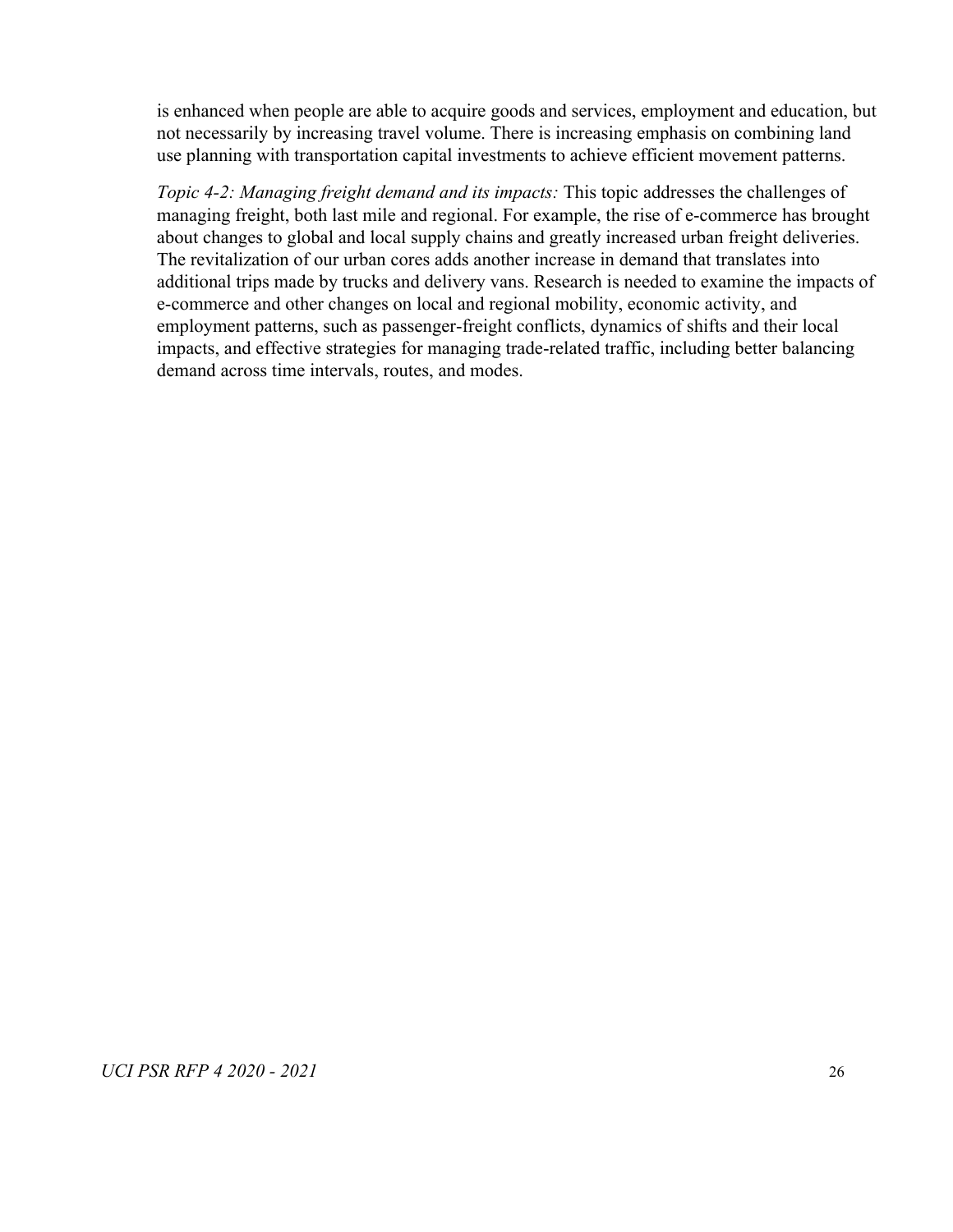is enhanced when people are able to acquire goods and services, employment and education, but not necessarily by increasing travel volume. There is increasing emphasis on combining land use planning with transportation capital investments to achieve efficient movement patterns.

*Topic 4-2: Managing freight demand and its impacts:* This topic addresses the challenges of managing freight, both last mile and regional. For example, the rise of e-commerce has brought about changes to global and local supply chains and greatly increased urban freight deliveries. The revitalization of our urban cores adds another increase in demand that translates into additional trips made by trucks and delivery vans. Research is needed to examine the impacts of e-commerce and other changes on local and regional mobility, economic activity, and employment patterns, such as passenger-freight conflicts, dynamics of shifts and their local impacts, and effective strategies for managing trade-related traffic, including better balancing demand across time intervals, routes, and modes.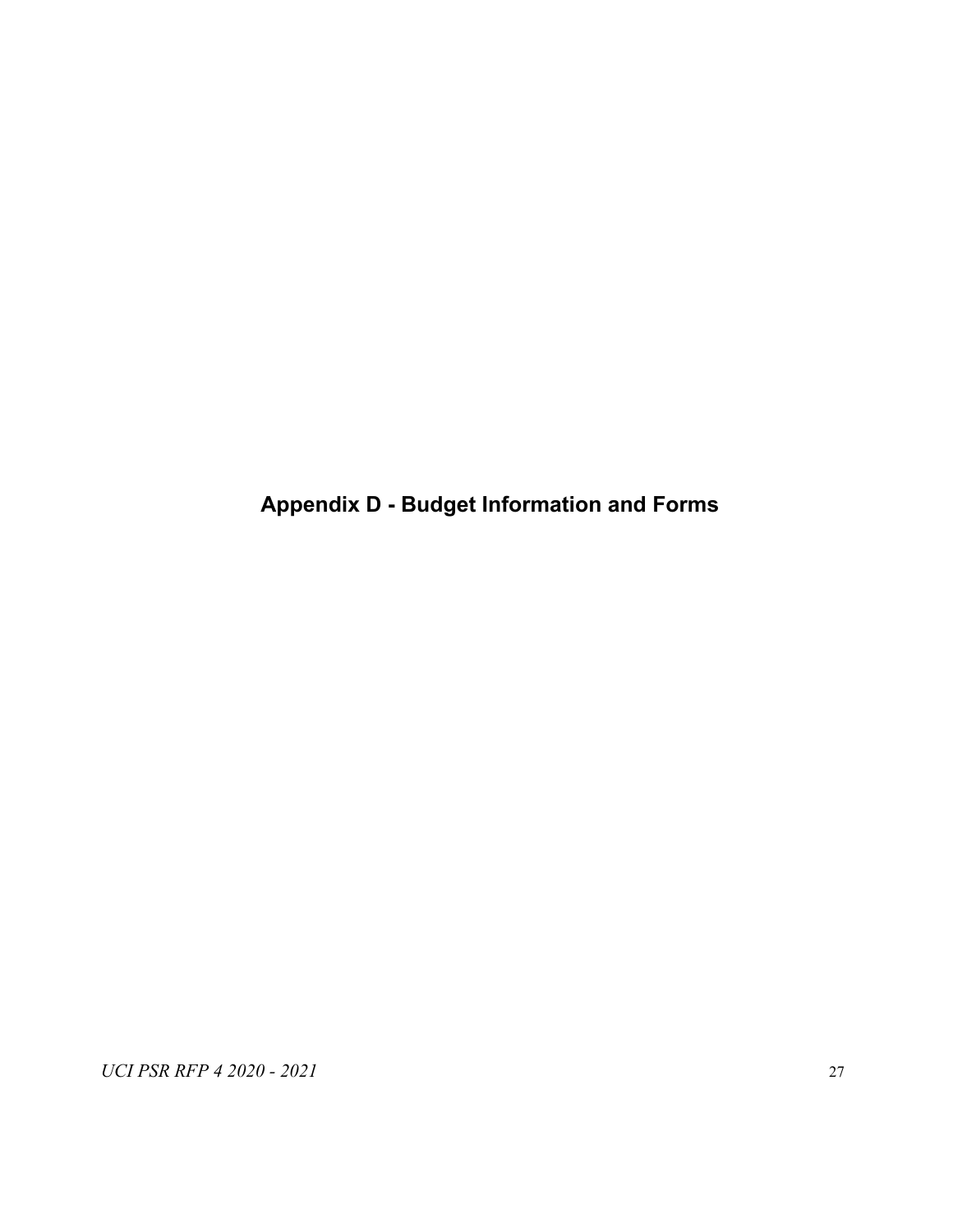# Appendix D - Budget Information and Forms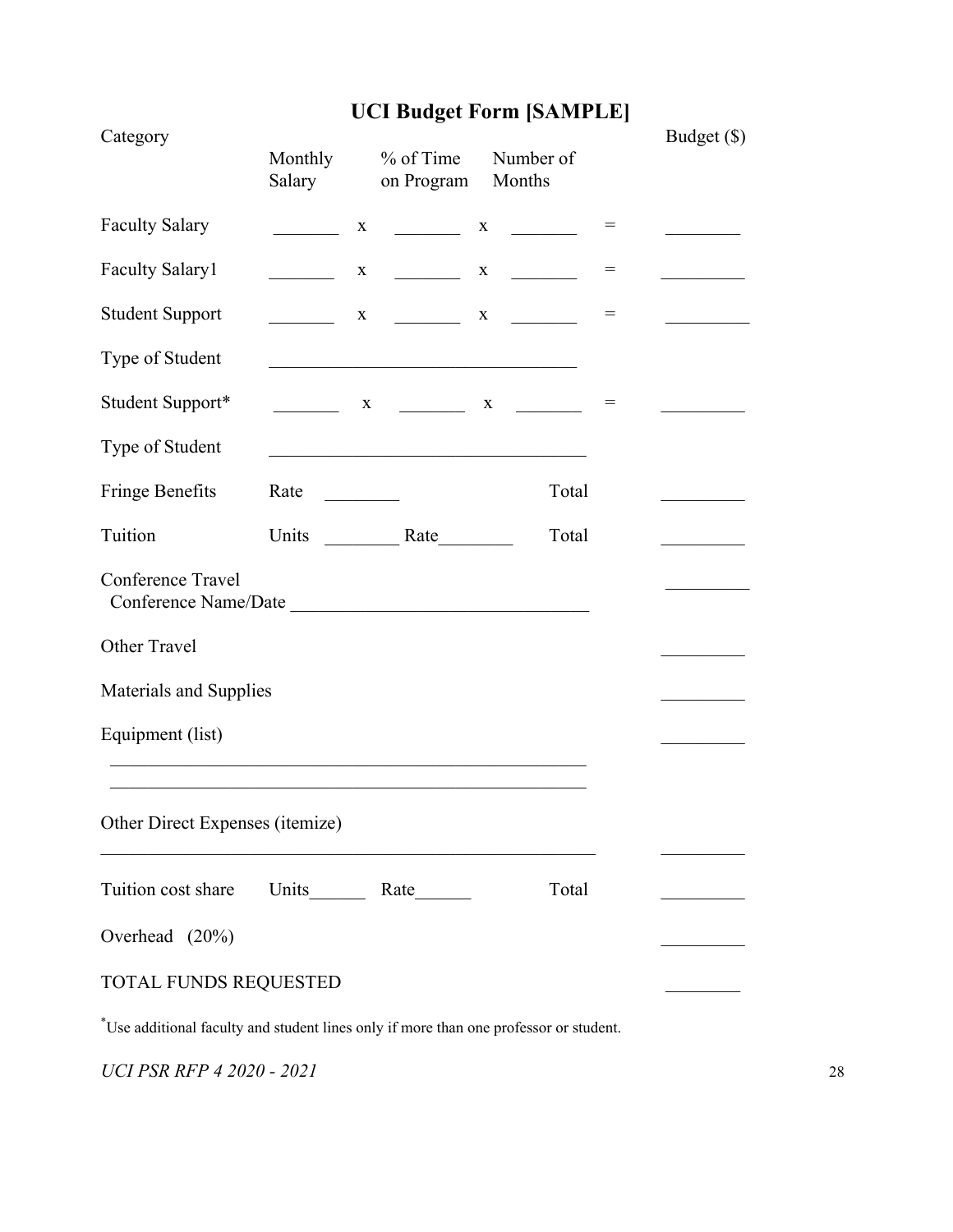# UCI Budget Form [SAMPLE]

| Category | Monthly Salary | | % of Time on Program | | Number of Months | | Budget ($) |
|---|---|---|---|---|---|---|---|
| Faculty Salary | _______ | x | _______ | x | _______ | = | ________ |
| Faculty Salary1 | _______ | x | _______ | x | _______ | = | _________ |
| Student Support | _______ | x | _______ | x | _______ | = | _________ |
| Type of Student | _________________________________ | | | | | | |
| Student Support* | _______ | x | _______ | x | _______ | = | _________ |
| Type of Student | __________________________________ | | | | | | |
| Fringe Benefits | Rate ________ | | | | Total | | _________ |
| Tuition | Units ________ Rate________ | | | | Total | | _________ |
| Conference Travel<br>Conference Name/Date _______________________________ | | | | | | | _________ |
| Other Travel | | | | | | | _________ |
| Materials and Supplies | | | | | | | _________ |
| Equipment (list)<br>____________________________________________________<br>____________________________________________________ | | | | | | | _________ |
| Other Direct Expenses (itemize)<br>______________________________________________________ | | | | | | | _________ |
| Tuition cost share | Units______ Rate______ | | | | Total | | _________ |
| Overhead (20%) | | | | | | | _________ |
| TOTAL FUNDS REQUESTED | | | | | | | ________ |

*Use additional faculty and student lines only if more than one professor or student.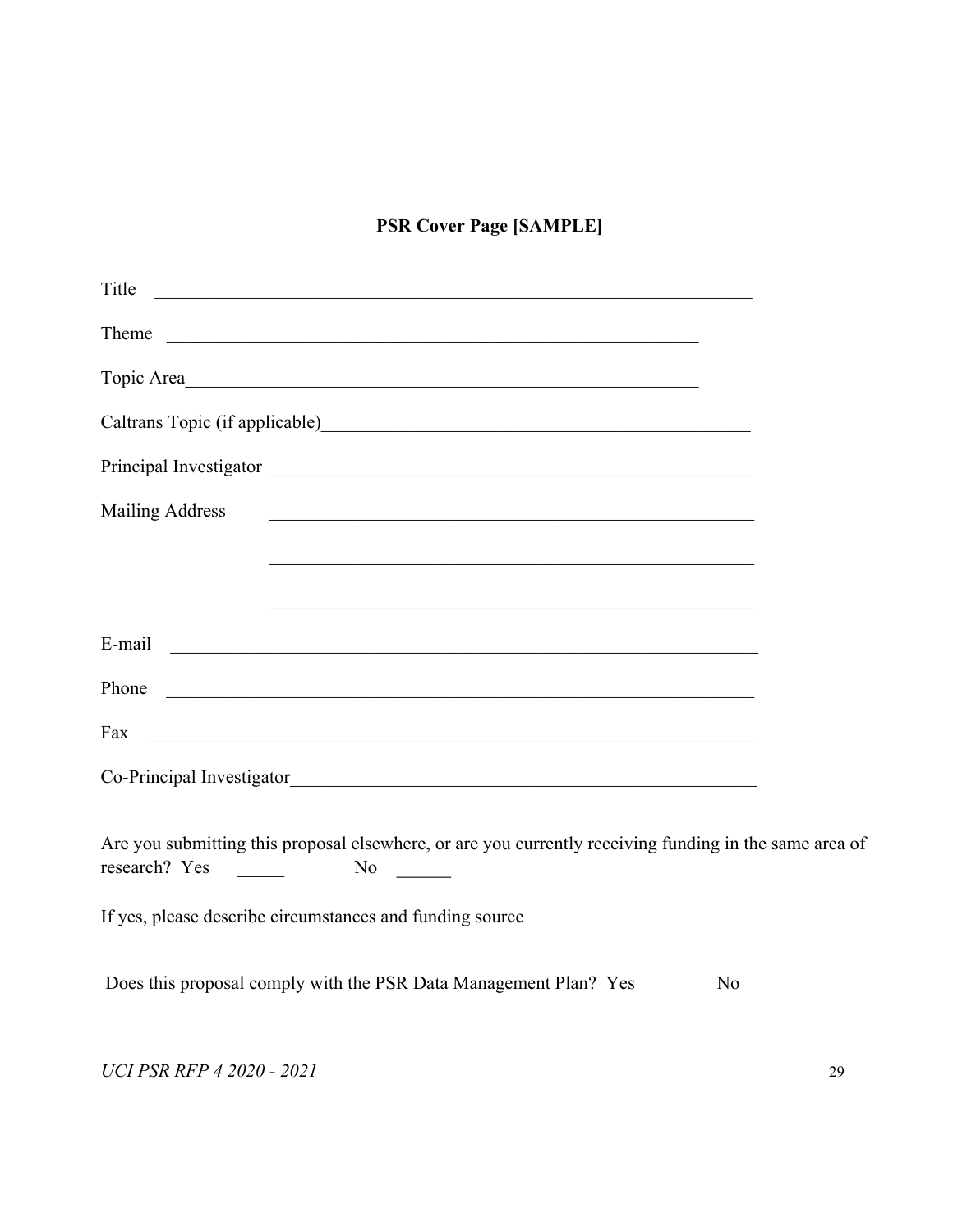**PSR Cover Page [SAMPLE]**

Title \_\_\_\_\_\_\_\_\_\_\_\_\_\_\_\_\_\_\_\_\_\_\_\_\_\_\_\_\_\_\_\_\_\_\_\_\_\_\_\_\_\_\_\_\_\_\_\_\_\_\_\_\_\_\_\_\_\_\_\_\_\_\_\_

Theme \_\_\_\_\_\_\_\_\_\_\_\_\_\_\_\_\_\_\_\_\_\_\_\_\_\_\_\_\_\_\_\_\_\_\_\_\_\_\_\_\_\_\_\_\_\_\_\_\_\_\_\_\_\_\_\_\_\_

Topic Area\_\_\_\_\_\_\_\_\_\_\_\_\_\_\_\_\_\_\_\_\_\_\_\_\_\_\_\_\_\_\_\_\_\_\_\_\_\_\_\_\_\_\_\_\_\_\_\_\_\_\_\_\_\_\_\_\_\_

Caltrans Topic (if applicable)\_\_\_\_\_\_\_\_\_\_\_\_\_\_\_\_\_\_\_\_\_\_\_\_\_\_\_\_\_\_\_\_\_\_\_\_\_\_\_\_\_\_\_\_\_\_\_\_

Principal Investigator \_\_\_\_\_\_\_\_\_\_\_\_\_\_\_\_\_\_\_\_\_\_\_\_\_\_\_\_\_\_\_\_\_\_\_\_\_\_\_\_\_\_\_\_\_\_\_\_\_\_\_\_\_\_

Mailing Address \_\_\_\_\_\_\_\_\_\_\_\_\_\_\_\_\_\_\_\_\_\_\_\_\_\_\_\_\_\_\_\_\_\_\_\_\_\_\_\_\_\_\_\_\_\_\_\_\_\_\_\_\_\_

\_\_\_\_\_\_\_\_\_\_\_\_\_\_\_\_\_\_\_\_\_\_\_\_\_\_\_\_\_\_\_\_\_\_\_\_\_\_\_\_\_\_\_\_\_\_\_\_\_\_\_\_\_\_

\_\_\_\_\_\_\_\_\_\_\_\_\_\_\_\_\_\_\_\_\_\_\_\_\_\_\_\_\_\_\_\_\_\_\_\_\_\_\_\_\_\_\_\_\_\_\_\_\_\_\_\_\_\_

E-mail \_\_\_\_\_\_\_\_\_\_\_\_\_\_\_\_\_\_\_\_\_\_\_\_\_\_\_\_\_\_\_\_\_\_\_\_\_\_\_\_\_\_\_\_\_\_\_\_\_\_\_\_\_\_\_\_\_\_\_\_\_\_\_\_

Phone \_\_\_\_\_\_\_\_\_\_\_\_\_\_\_\_\_\_\_\_\_\_\_\_\_\_\_\_\_\_\_\_\_\_\_\_\_\_\_\_\_\_\_\_\_\_\_\_\_\_\_\_\_\_\_\_\_\_\_\_\_\_\_\_

Fax \_\_\_\_\_\_\_\_\_\_\_\_\_\_\_\_\_\_\_\_\_\_\_\_\_\_\_\_\_\_\_\_\_\_\_\_\_\_\_\_\_\_\_\_\_\_\_\_\_\_\_\_\_\_\_\_\_\_\_\_\_\_\_\_\_\_

Co-Principal Investigator\_\_\_\_\_\_\_\_\_\_\_\_\_\_\_\_\_\_\_\_\_\_\_\_\_\_\_\_\_\_\_\_\_\_\_\_\_\_\_\_\_\_\_\_\_\_\_\_\_\_\_\_

Are you submitting this proposal elsewhere, or are you currently receiving funding in the same area of research? Yes \_\_\_\_\_ No \_\_\_\_\_\_

If yes, please describe circumstances and funding source

Does this proposal comply with the PSR Data Management Plan? Yes No